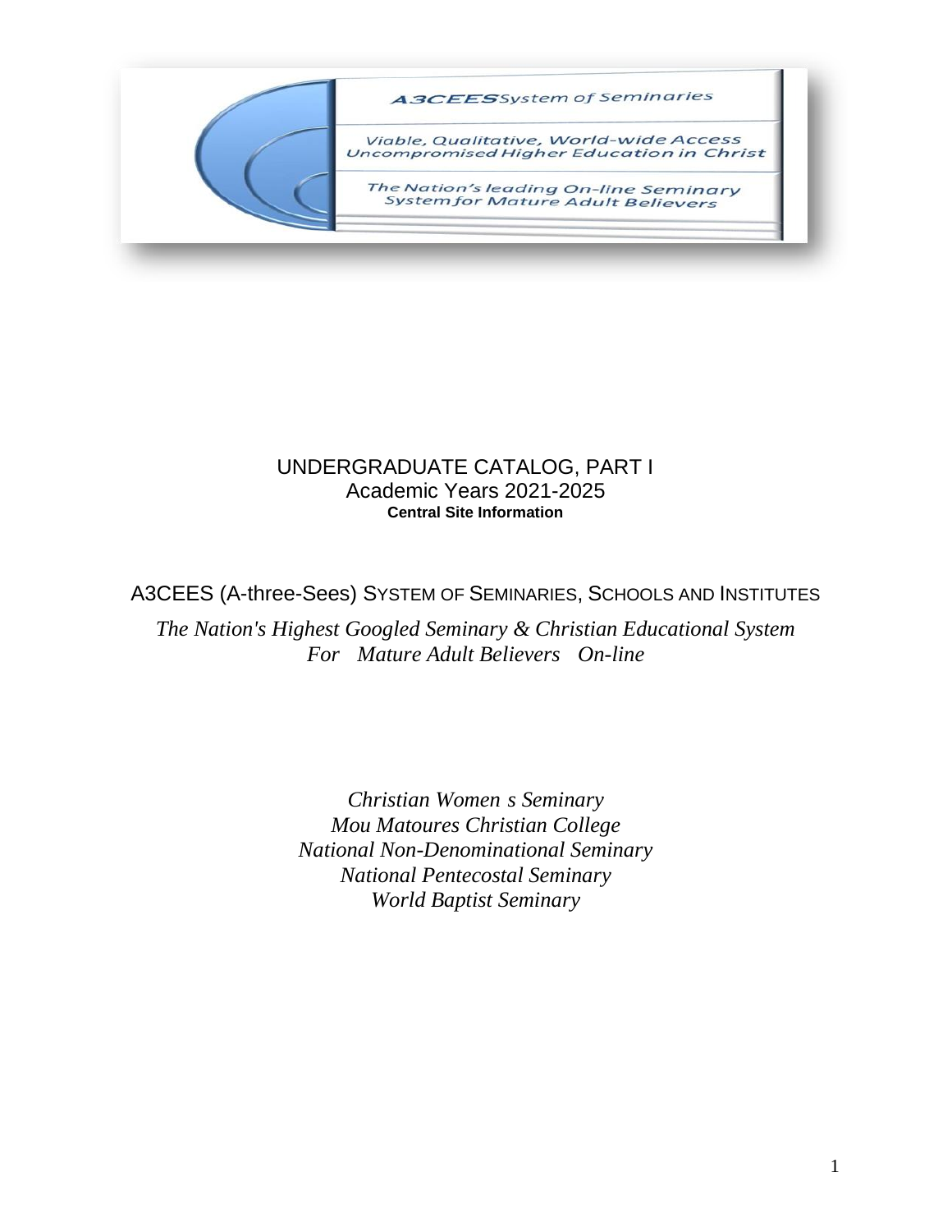**A3CEES** System of Seminaries

*Viable, Qualitative, World-wide Access Uncompromised Higher Education in Christ*

*The Nation's leading On-line Seminary System for Mature Adult Believers*

# UNDERGRADUATE CATALOG, PART I
## Academic Years 2021-2025
**Central Site Information**

## A3CEES (A-three-Sees) SYSTEM OF SEMINARIES, SCHOOLS AND INSTITUTES

*The Nation's Highest Googled Seminary & Christian Educational System For Mature Adult Believers On-line*

*Christian Women s Seminary*
*Mou Matoures Christian College*
*National Non-Denominational Seminary*
*National Pentecostal Seminary*
*World Baptist Seminary*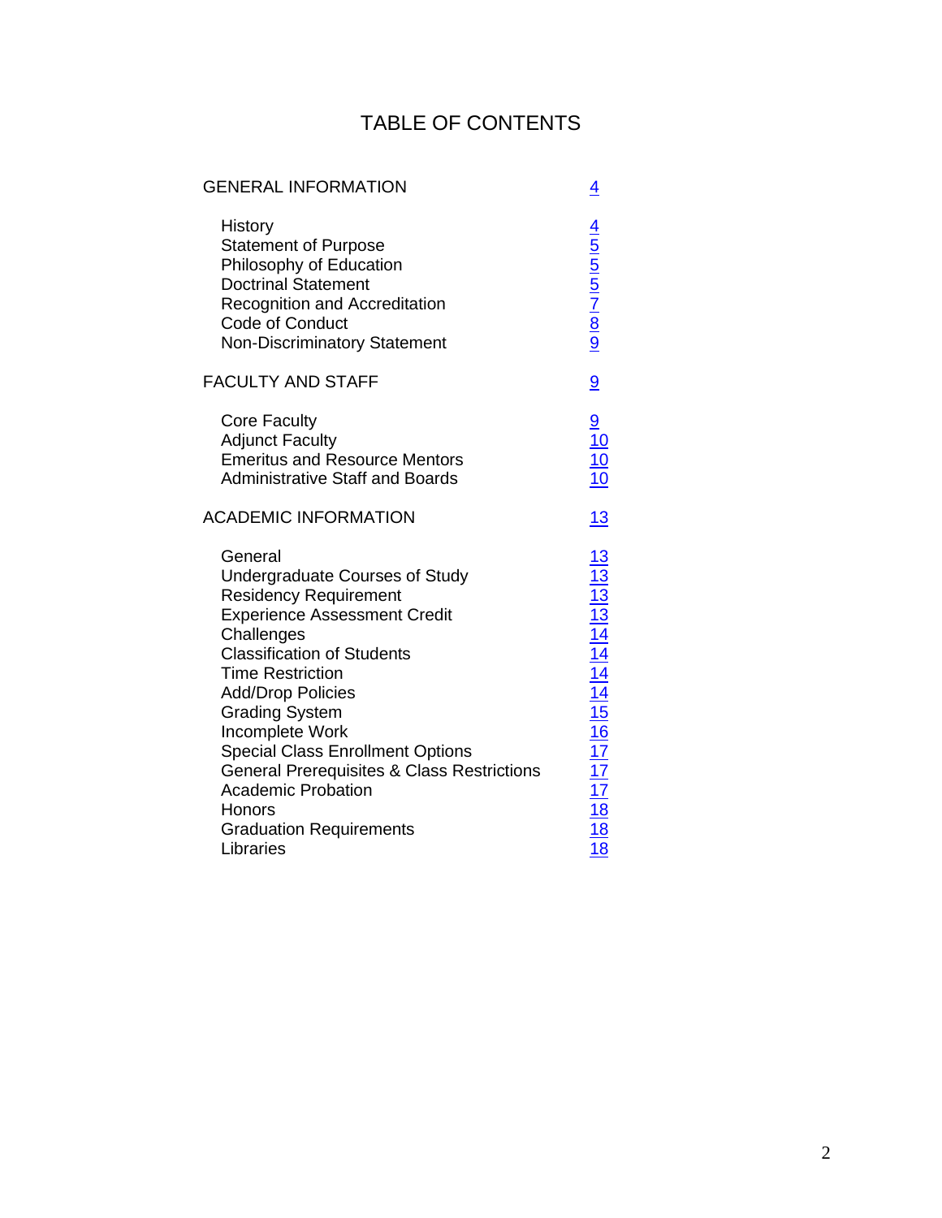# TABLE OF CONTENTS

| | |
|---|---|
| GENERAL INFORMATION | 4 |
| History | 4 |
| Statement of Purpose | 5 |
| Philosophy of Education | 5 |
| Doctrinal Statement | 5 |
| Recognition and Accreditation | 7 |
| Code of Conduct | 8 |
| Non-Discriminatory Statement | 9 |
| FACULTY AND STAFF | 9 |
| Core Faculty | 9 |
| Adjunct Faculty | 10 |
| Emeritus and Resource Mentors | 10 |
| Administrative Staff and Boards | 10 |
| ACADEMIC INFORMATION | 13 |
| General | 13 |
| Undergraduate Courses of Study | 13 |
| Residency Requirement | 13 |
| Experience Assessment Credit | 13 |
| Challenges | 14 |
| Classification of Students | 14 |
| Time Restriction | 14 |
| Add/Drop Policies | 14 |
| Grading System | 15 |
| Incomplete Work | 16 |
| Special Class Enrollment Options | 17 |
| General Prerequisites & Class Restrictions | 17 |
| Academic Probation | 17 |
| Honors | 18 |
| Graduation Requirements | 18 |
| Libraries | 18 |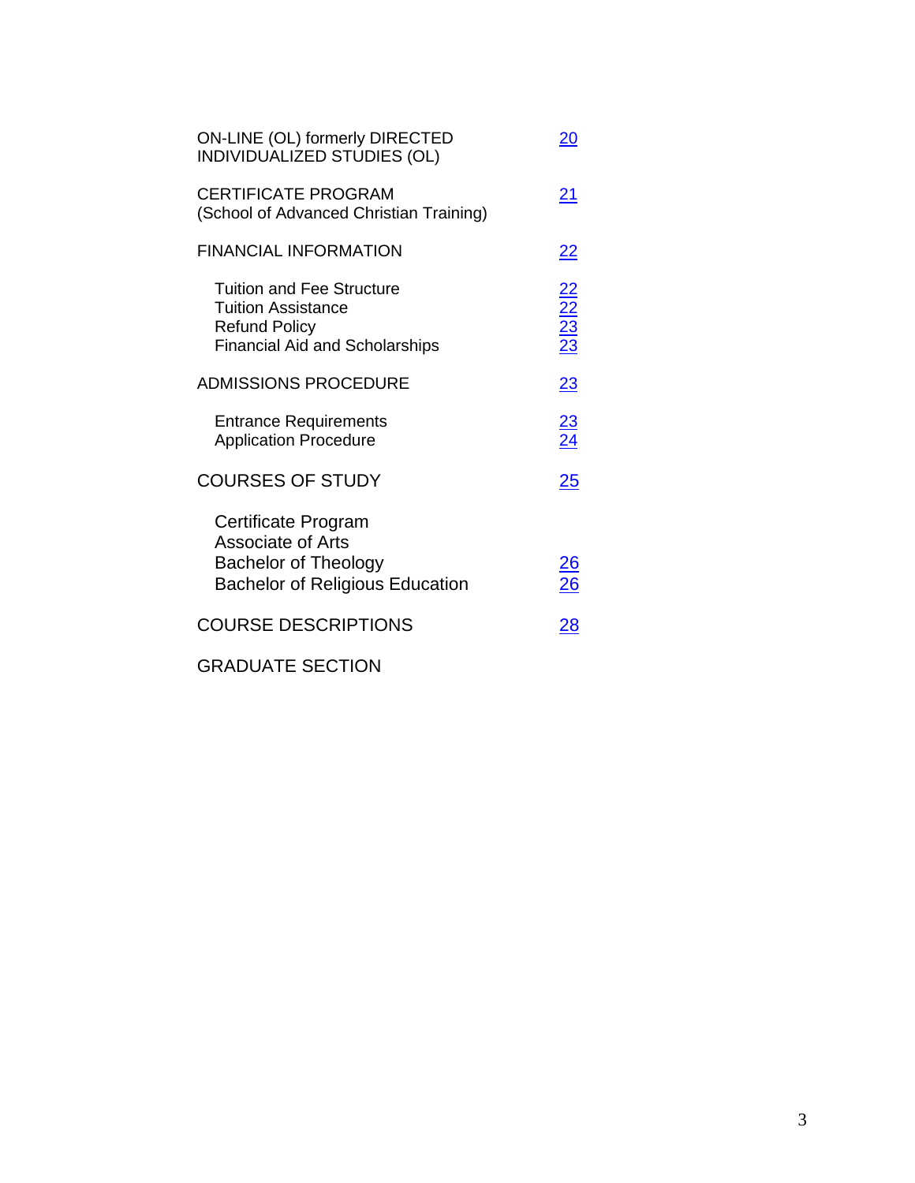| | |
|---|---|
| ON-LINE (OL) formerly DIRECTED INDIVIDUALIZED STUDIES (OL) | 20 |
| CERTIFICATE PROGRAM (School of Advanced Christian Training) | 21 |
| FINANCIAL INFORMATION | 22 |
| Tuition and Fee Structure | 22 |
| Tuition Assistance | 22 |
| Refund Policy | 23 |
| Financial Aid and Scholarships | 23 |
| ADMISSIONS PROCEDURE | 23 |
| Entrance Requirements | 23 |
| Application Procedure | 24 |
| COURSES OF STUDY | 25 |
| Certificate Program | |
| Associate of Arts | |
| Bachelor of Theology | 26 |
| Bachelor of Religious Education | 26 |
| COURSE DESCRIPTIONS | 28 |
| GRADUATE SECTION | |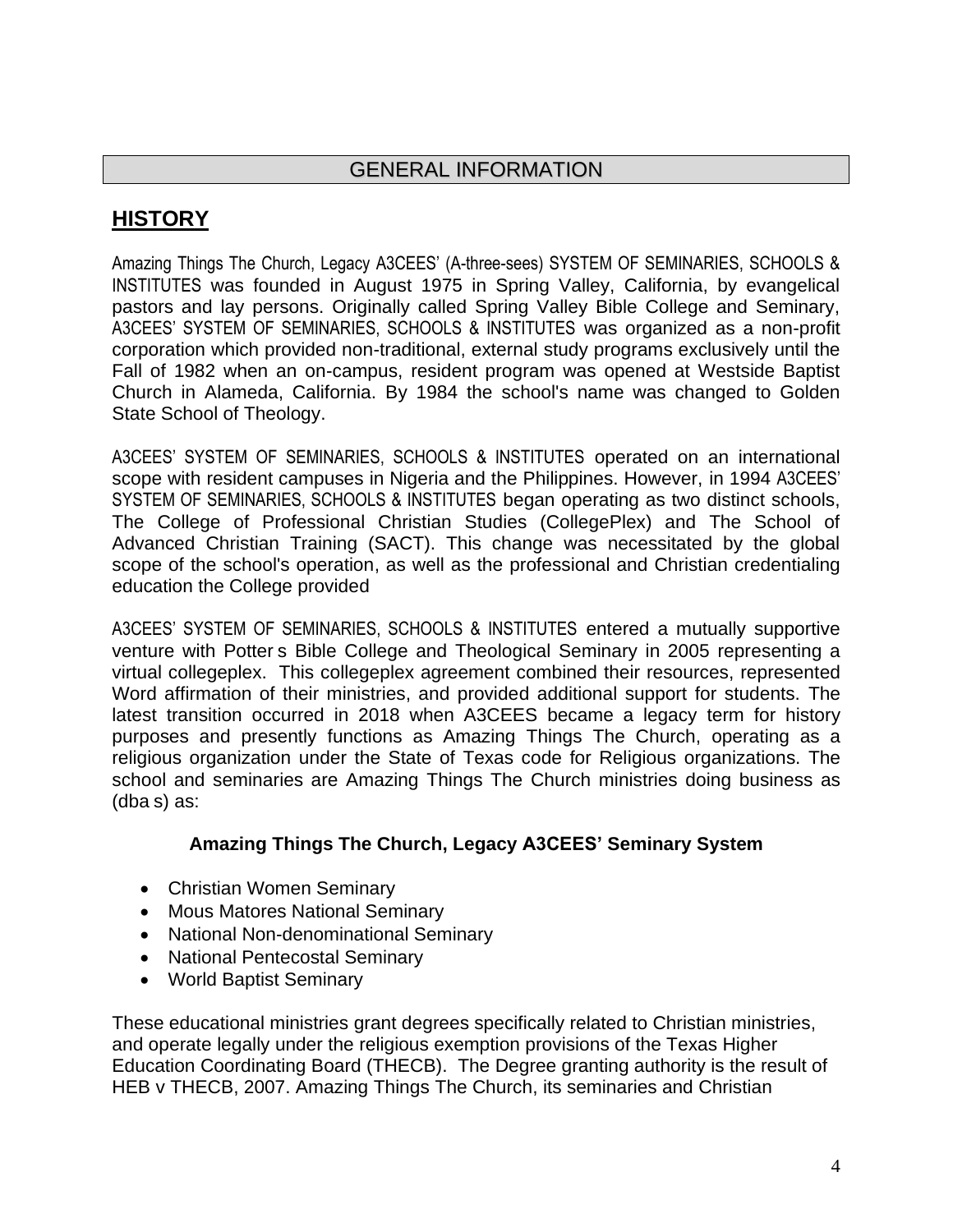## GENERAL INFORMATION

## HISTORY

Amazing Things The Church, Legacy A3CEES' (A-three-sees) SYSTEM OF SEMINARIES, SCHOOLS & INSTITUTES was founded in August 1975 in Spring Valley, California, by evangelical pastors and lay persons. Originally called Spring Valley Bible College and Seminary, A3CEES' SYSTEM OF SEMINARIES, SCHOOLS & INSTITUTES was organized as a non-profit corporation which provided non-traditional, external study programs exclusively until the Fall of 1982 when an on-campus, resident program was opened at Westside Baptist Church in Alameda, California. By 1984 the school's name was changed to Golden State School of Theology.

A3CEES' SYSTEM OF SEMINARIES, SCHOOLS & INSTITUTES operated on an international scope with resident campuses in Nigeria and the Philippines. However, in 1994 A3CEES' SYSTEM OF SEMINARIES, SCHOOLS & INSTITUTES began operating as two distinct schools, The College of Professional Christian Studies (CollegePlex) and The School of Advanced Christian Training (SACT). This change was necessitated by the global scope of the school's operation, as well as the professional and Christian credentialing education the College provided

A3CEES' SYSTEM OF SEMINARIES, SCHOOLS & INSTITUTES entered a mutually supportive venture with Potter s Bible College and Theological Seminary in 2005 representing a virtual collegeplex. This collegeplex agreement combined their resources, represented Word affirmation of their ministries, and provided additional support for students. The latest transition occurred in 2018 when A3CEES became a legacy term for history purposes and presently functions as Amazing Things The Church, operating as a religious organization under the State of Texas code for Religious organizations. The school and seminaries are Amazing Things The Church ministries doing business as (dba s) as:

**Amazing Things The Church, Legacy A3CEES' Seminary System**

- Christian Women Seminary
- Mous Matores National Seminary
- National Non-denominational Seminary
- National Pentecostal Seminary
- World Baptist Seminary

These educational ministries grant degrees specifically related to Christian ministries, and operate legally under the religious exemption provisions of the Texas Higher Education Coordinating Board (THECB). The Degree granting authority is the result of HEB v THECB, 2007. Amazing Things The Church, its seminaries and Christian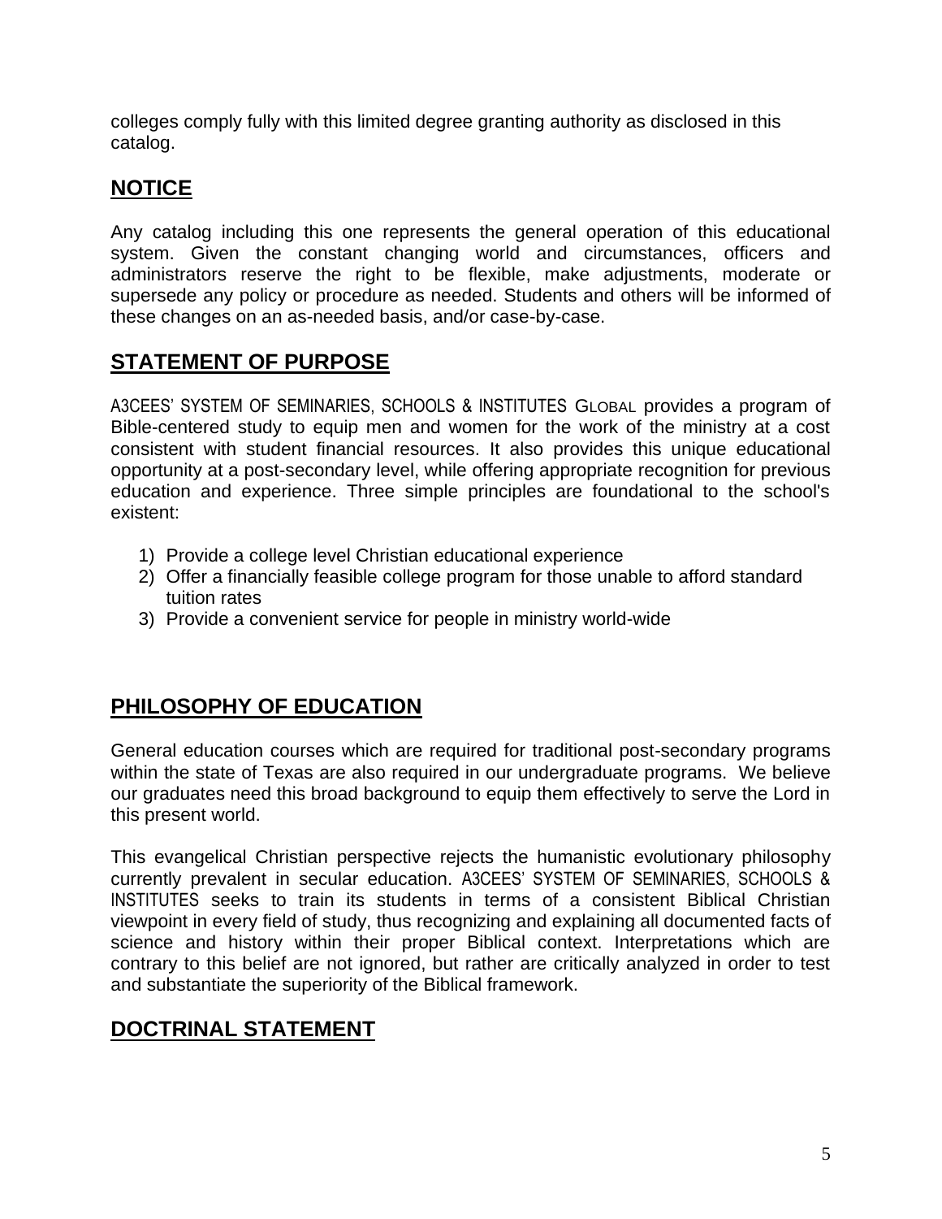colleges comply fully with this limited degree granting authority as disclosed in this catalog.

## NOTICE

Any catalog including this one represents the general operation of this educational system. Given the constant changing world and circumstances, officers and administrators reserve the right to be flexible, make adjustments, moderate or supersede any policy or procedure as needed. Students and others will be informed of these changes on an as-needed basis, and/or case-by-case.

## STATEMENT OF PURPOSE

A3CEES' SYSTEM OF SEMINARIES, SCHOOLS & INSTITUTES GLOBAL provides a program of Bible-centered study to equip men and women for the work of the ministry at a cost consistent with student financial resources. It also provides this unique educational opportunity at a post-secondary level, while offering appropriate recognition for previous education and experience. Three simple principles are foundational to the school's existent:

1) Provide a college level Christian educational experience
2) Offer a financially feasible college program for those unable to afford standard tuition rates
3) Provide a convenient service for people in ministry world-wide

## PHILOSOPHY OF EDUCATION

General education courses which are required for traditional post-secondary programs within the state of Texas are also required in our undergraduate programs. We believe our graduates need this broad background to equip them effectively to serve the Lord in this present world.

This evangelical Christian perspective rejects the humanistic evolutionary philosophy currently prevalent in secular education. A3CEES' SYSTEM OF SEMINARIES, SCHOOLS & INSTITUTES seeks to train its students in terms of a consistent Biblical Christian viewpoint in every field of study, thus recognizing and explaining all documented facts of science and history within their proper Biblical context. Interpretations which are contrary to this belief are not ignored, but rather are critically analyzed in order to test and substantiate the superiority of the Biblical framework.

## DOCTRINAL STATEMENT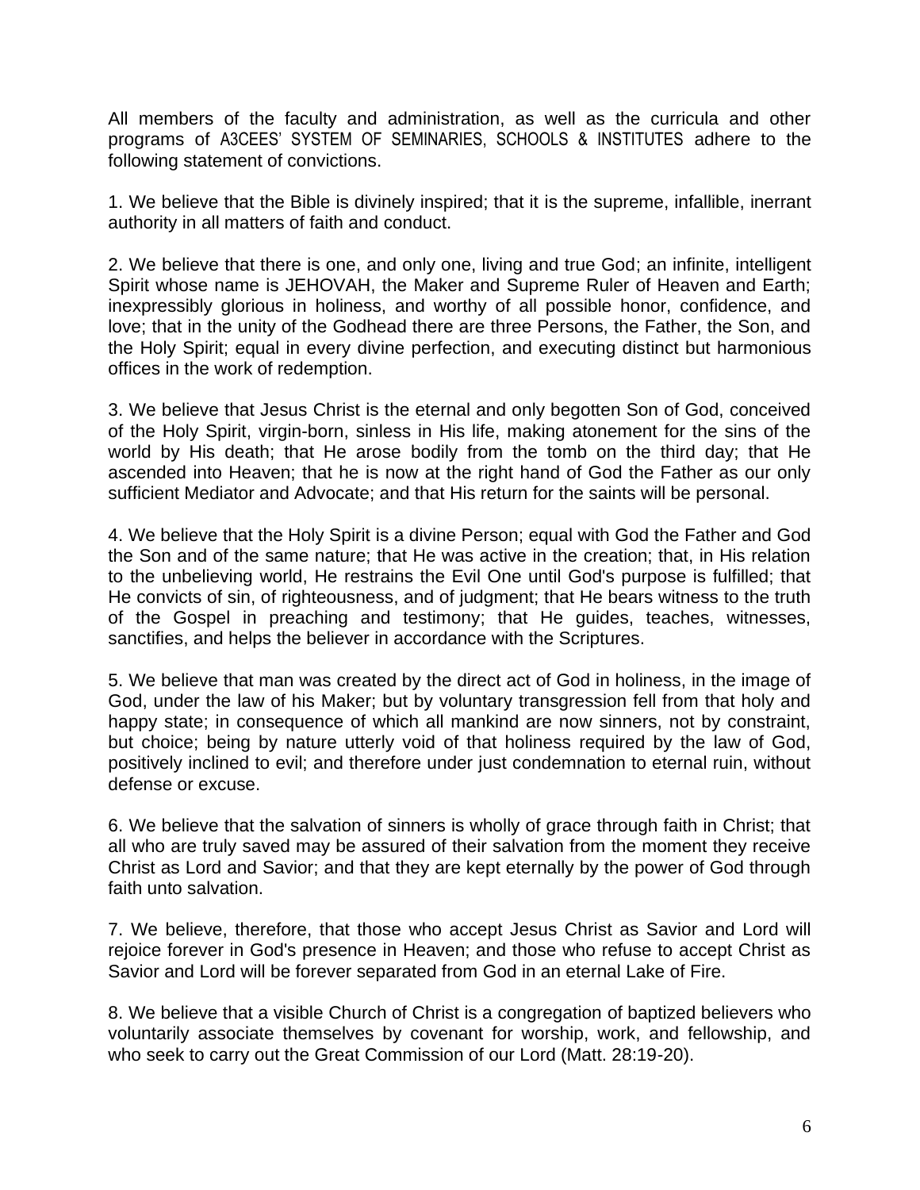All members of the faculty and administration, as well as the curricula and other programs of A3CEES' SYSTEM OF SEMINARIES, SCHOOLS & INSTITUTES adhere to the following statement of convictions.

1. We believe that the Bible is divinely inspired; that it is the supreme, infallible, inerrant authority in all matters of faith and conduct.

2. We believe that there is one, and only one, living and true God; an infinite, intelligent Spirit whose name is JEHOVAH, the Maker and Supreme Ruler of Heaven and Earth; inexpressibly glorious in holiness, and worthy of all possible honor, confidence, and love; that in the unity of the Godhead there are three Persons, the Father, the Son, and the Holy Spirit; equal in every divine perfection, and executing distinct but harmonious offices in the work of redemption.

3. We believe that Jesus Christ is the eternal and only begotten Son of God, conceived of the Holy Spirit, virgin-born, sinless in His life, making atonement for the sins of the world by His death; that He arose bodily from the tomb on the third day; that He ascended into Heaven; that he is now at the right hand of God the Father as our only sufficient Mediator and Advocate; and that His return for the saints will be personal.

4. We believe that the Holy Spirit is a divine Person; equal with God the Father and God the Son and of the same nature; that He was active in the creation; that, in His relation to the unbelieving world, He restrains the Evil One until God's purpose is fulfilled; that He convicts of sin, of righteousness, and of judgment; that He bears witness to the truth of the Gospel in preaching and testimony; that He guides, teaches, witnesses, sanctifies, and helps the believer in accordance with the Scriptures.

5. We believe that man was created by the direct act of God in holiness, in the image of God, under the law of his Maker; but by voluntary transgression fell from that holy and happy state; in consequence of which all mankind are now sinners, not by constraint, but choice; being by nature utterly void of that holiness required by the law of God, positively inclined to evil; and therefore under just condemnation to eternal ruin, without defense or excuse.

6. We believe that the salvation of sinners is wholly of grace through faith in Christ; that all who are truly saved may be assured of their salvation from the moment they receive Christ as Lord and Savior; and that they are kept eternally by the power of God through faith unto salvation.

7. We believe, therefore, that those who accept Jesus Christ as Savior and Lord will rejoice forever in God's presence in Heaven; and those who refuse to accept Christ as Savior and Lord will be forever separated from God in an eternal Lake of Fire.

8. We believe that a visible Church of Christ is a congregation of baptized believers who voluntarily associate themselves by covenant for worship, work, and fellowship, and who seek to carry out the Great Commission of our Lord (Matt. 28:19-20).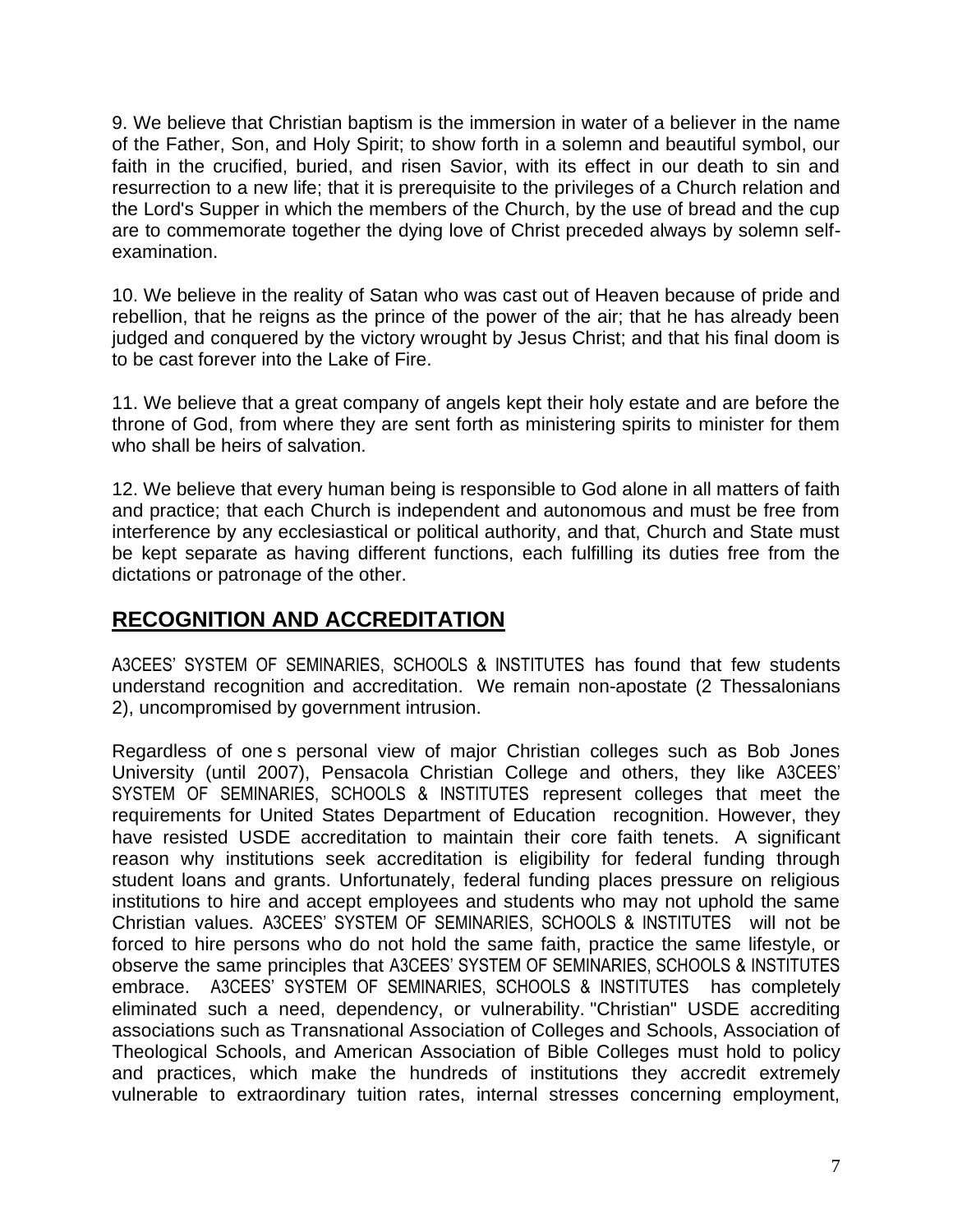9. We believe that Christian baptism is the immersion in water of a believer in the name of the Father, Son, and Holy Spirit; to show forth in a solemn and beautiful symbol, our faith in the crucified, buried, and risen Savior, with its effect in our death to sin and resurrection to a new life; that it is prerequisite to the privileges of a Church relation and the Lord's Supper in which the members of the Church, by the use of bread and the cup are to commemorate together the dying love of Christ preceded always by solemn self-examination.

10. We believe in the reality of Satan who was cast out of Heaven because of pride and rebellion, that he reigns as the prince of the power of the air; that he has already been judged and conquered by the victory wrought by Jesus Christ; and that his final doom is to be cast forever into the Lake of Fire.

11. We believe that a great company of angels kept their holy estate and are before the throne of God, from where they are sent forth as ministering spirits to minister for them who shall be heirs of salvation.

12. We believe that every human being is responsible to God alone in all matters of faith and practice; that each Church is independent and autonomous and must be free from interference by any ecclesiastical or political authority, and that, Church and State must be kept separate as having different functions, each fulfilling its duties free from the dictations or patronage of the other.

## RECOGNITION AND ACCREDITATION

A3CEES' SYSTEM OF SEMINARIES, SCHOOLS & INSTITUTES has found that few students understand recognition and accreditation. We remain non-apostate (2 Thessalonians 2), uncompromised by government intrusion.

Regardless of one s personal view of major Christian colleges such as Bob Jones University (until 2007), Pensacola Christian College and others, they like A3CEES' SYSTEM OF SEMINARIES, SCHOOLS & INSTITUTES represent colleges that meet the requirements for United States Department of Education recognition. However, they have resisted USDE accreditation to maintain their core faith tenets. A significant reason why institutions seek accreditation is eligibility for federal funding through student loans and grants. Unfortunately, federal funding places pressure on religious institutions to hire and accept employees and students who may not uphold the same Christian values. A3CEES' SYSTEM OF SEMINARIES, SCHOOLS & INSTITUTES will not be forced to hire persons who do not hold the same faith, practice the same lifestyle, or observe the same principles that A3CEES' SYSTEM OF SEMINARIES, SCHOOLS & INSTITUTES embrace. A3CEES' SYSTEM OF SEMINARIES, SCHOOLS & INSTITUTES has completely eliminated such a need, dependency, or vulnerability. "Christian" USDE accrediting associations such as Transnational Association of Colleges and Schools, Association of Theological Schools, and American Association of Bible Colleges must hold to policy and practices, which make the hundreds of institutions they accredit extremely vulnerable to extraordinary tuition rates, internal stresses concerning employment,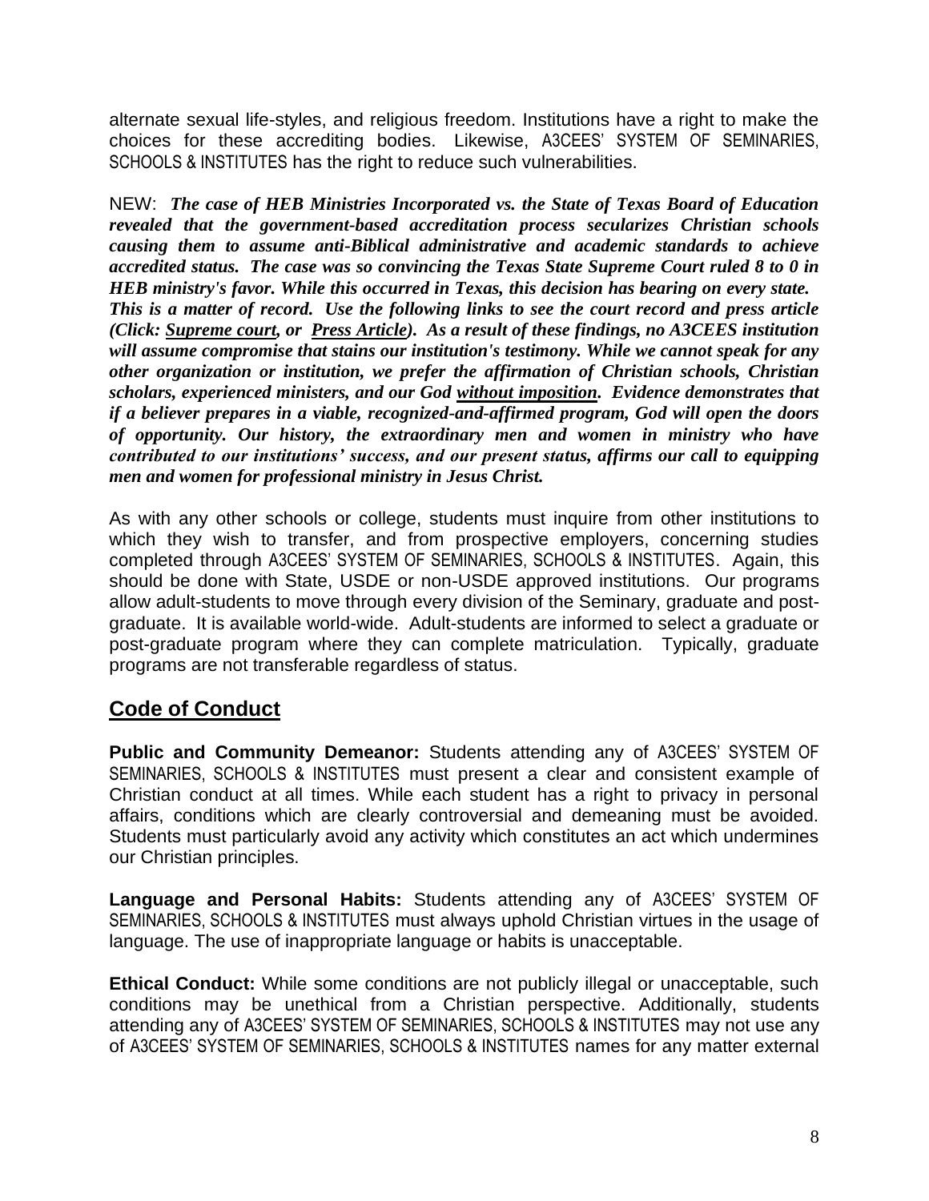alternate sexual life-styles, and religious freedom. Institutions have a right to make the choices for these accrediting bodies. Likewise, A3CEES' SYSTEM OF SEMINARIES, SCHOOLS & INSTITUTES has the right to reduce such vulnerabilities.

NEW: ***The case of HEB Ministries Incorporated vs. the State of Texas Board of Education revealed that the government-based accreditation process secularizes Christian schools causing them to assume anti-Biblical administrative and academic standards to achieve accredited status. The case was so convincing the Texas State Supreme Court ruled 8 to 0 in HEB ministry's favor. While this occurred in Texas, this decision has bearing on every state. This is a matter of record. Use the following links to see the court record and press article (Click: <u>Supreme court</u>, or <u>Press Article</u>). As a result of these findings, no A3CEES institution will assume compromise that stains our institution's testimony. While we cannot speak for any other organization or institution, we prefer the affirmation of Christian schools, Christian scholars, experienced ministers, and our God <u>without imposition</u>. Evidence demonstrates that if a believer prepares in a viable, recognized-and-affirmed program, God will open the doors of opportunity. Our history, the extraordinary men and women in ministry who have contributed to our institutions' success, and our present status, affirms our call to equipping men and women for professional ministry in Jesus Christ.***

As with any other schools or college, students must inquire from other institutions to which they wish to transfer, and from prospective employers, concerning studies completed through A3CEES' SYSTEM OF SEMINARIES, SCHOOLS & INSTITUTES. Again, this should be done with State, USDE or non-USDE approved institutions. Our programs allow adult-students to move through every division of the Seminary, graduate and post-graduate. It is available world-wide. Adult-students are informed to select a graduate or post-graduate program where they can complete matriculation. Typically, graduate programs are not transferable regardless of status.

## <u>Code of Conduct</u>

**Public and Community Demeanor:** Students attending any of A3CEES' SYSTEM OF SEMINARIES, SCHOOLS & INSTITUTES must present a clear and consistent example of Christian conduct at all times. While each student has a right to privacy in personal affairs, conditions which are clearly controversial and demeaning must be avoided. Students must particularly avoid any activity which constitutes an act which undermines our Christian principles.

**Language and Personal Habits:** Students attending any of A3CEES' SYSTEM OF SEMINARIES, SCHOOLS & INSTITUTES must always uphold Christian virtues in the usage of language. The use of inappropriate language or habits is unacceptable.

**Ethical Conduct:** While some conditions are not publicly illegal or unacceptable, such conditions may be unethical from a Christian perspective. Additionally, students attending any of A3CEES' SYSTEM OF SEMINARIES, SCHOOLS & INSTITUTES may not use any of A3CEES' SYSTEM OF SEMINARIES, SCHOOLS & INSTITUTES names for any matter external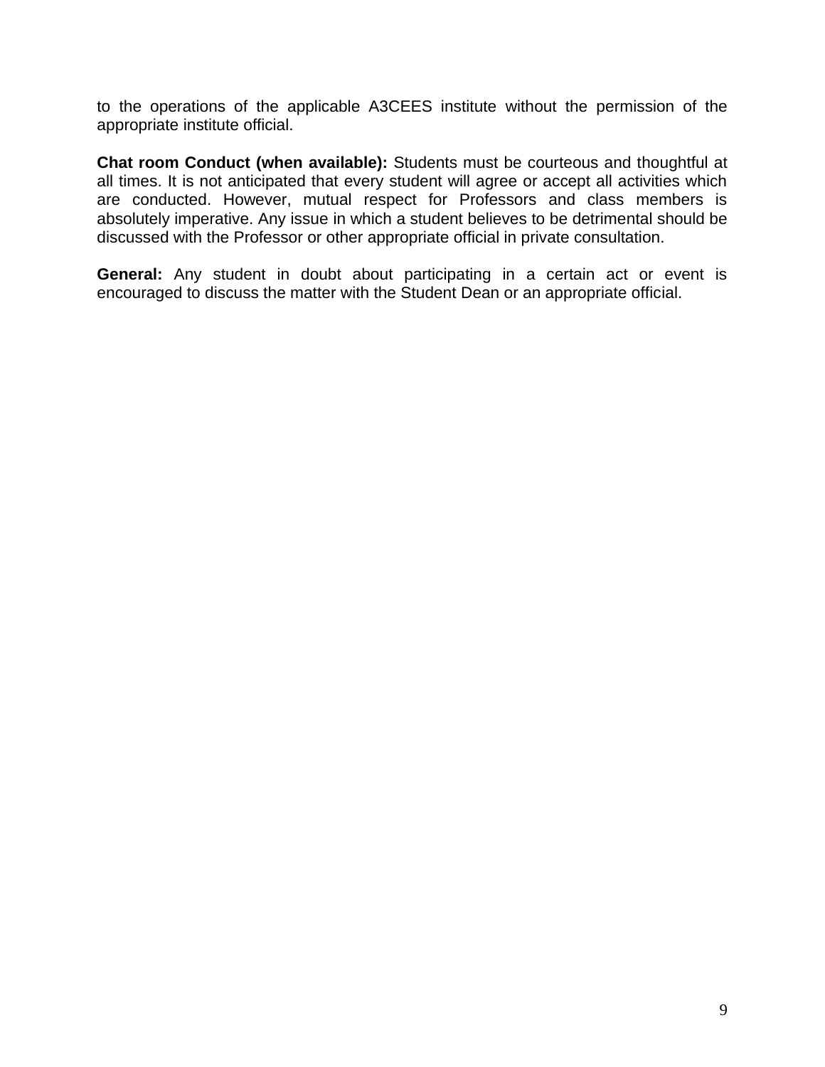to the operations of the applicable A3CEES institute without the permission of the appropriate institute official.

**Chat room Conduct (when available):** Students must be courteous and thoughtful at all times. It is not anticipated that every student will agree or accept all activities which are conducted. However, mutual respect for Professors and class members is absolutely imperative. Any issue in which a student believes to be detrimental should be discussed with the Professor or other appropriate official in private consultation.

**General:** Any student in doubt about participating in a certain act or event is encouraged to discuss the matter with the Student Dean or an appropriate official.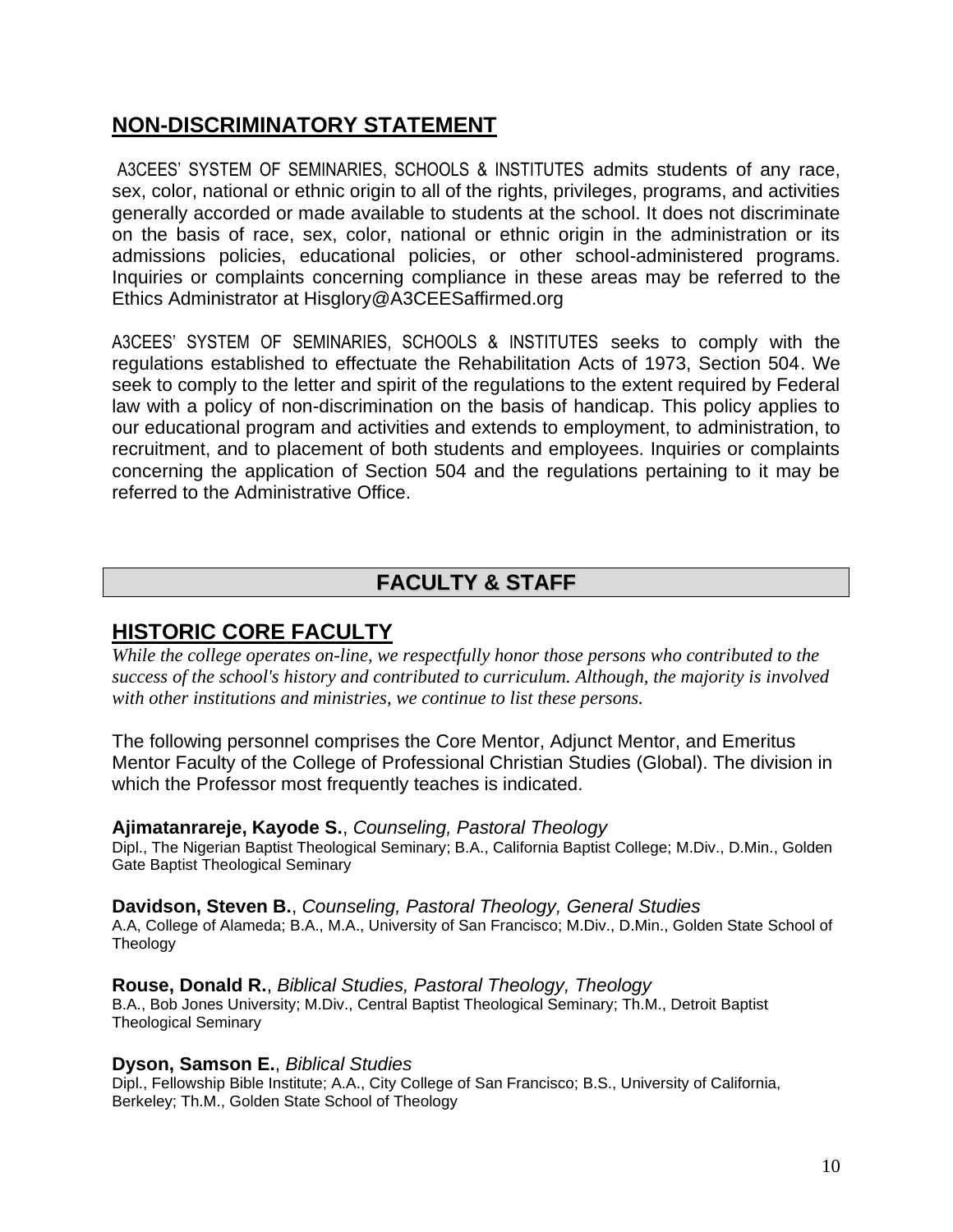## NON-DISCRIMINATORY STATEMENT

A3CEES' SYSTEM OF SEMINARIES, SCHOOLS & INSTITUTES admits students of any race, sex, color, national or ethnic origin to all of the rights, privileges, programs, and activities generally accorded or made available to students at the school. It does not discriminate on the basis of race, sex, color, national or ethnic origin in the administration or its admissions policies, educational policies, or other school-administered programs. Inquiries or complaints concerning compliance in these areas may be referred to the Ethics Administrator at Hisglory@A3CEESaffirmed.org

A3CEES' SYSTEM OF SEMINARIES, SCHOOLS & INSTITUTES seeks to comply with the regulations established to effectuate the Rehabilitation Acts of 1973, Section 504. We seek to comply to the letter and spirit of the regulations to the extent required by Federal law with a policy of non-discrimination on the basis of handicap. This policy applies to our educational program and activities and extends to employment, to administration, to recruitment, and to placement of both students and employees. Inquiries or complaints concerning the application of Section 504 and the regulations pertaining to it may be referred to the Administrative Office.

# FACULTY & STAFF

## HISTORIC CORE FACULTY

*While the college operates on-line, we respectfully honor those persons who contributed to the success of the school's history and contributed to curriculum. Although, the majority is involved with other institutions and ministries, we continue to list these persons.*

The following personnel comprises the Core Mentor, Adjunct Mentor, and Emeritus Mentor Faculty of the College of Professional Christian Studies (Global). The division in which the Professor most frequently teaches is indicated.

**Ajimatanrareje, Kayode S.**, *Counseling, Pastoral Theology*
Dipl., The Nigerian Baptist Theological Seminary; B.A., California Baptist College; M.Div., D.Min., Golden Gate Baptist Theological Seminary

**Davidson, Steven B.**, *Counseling, Pastoral Theology, General Studies*
A.A, College of Alameda; B.A., M.A., University of San Francisco; M.Div., D.Min., Golden State School of Theology

**Rouse, Donald R.**, *Biblical Studies, Pastoral Theology, Theology*
B.A., Bob Jones University; M.Div., Central Baptist Theological Seminary; Th.M., Detroit Baptist Theological Seminary

**Dyson, Samson E.**, *Biblical Studies*
Dipl., Fellowship Bible Institute; A.A., City College of San Francisco; B.S., University of California, Berkeley; Th.M., Golden State School of Theology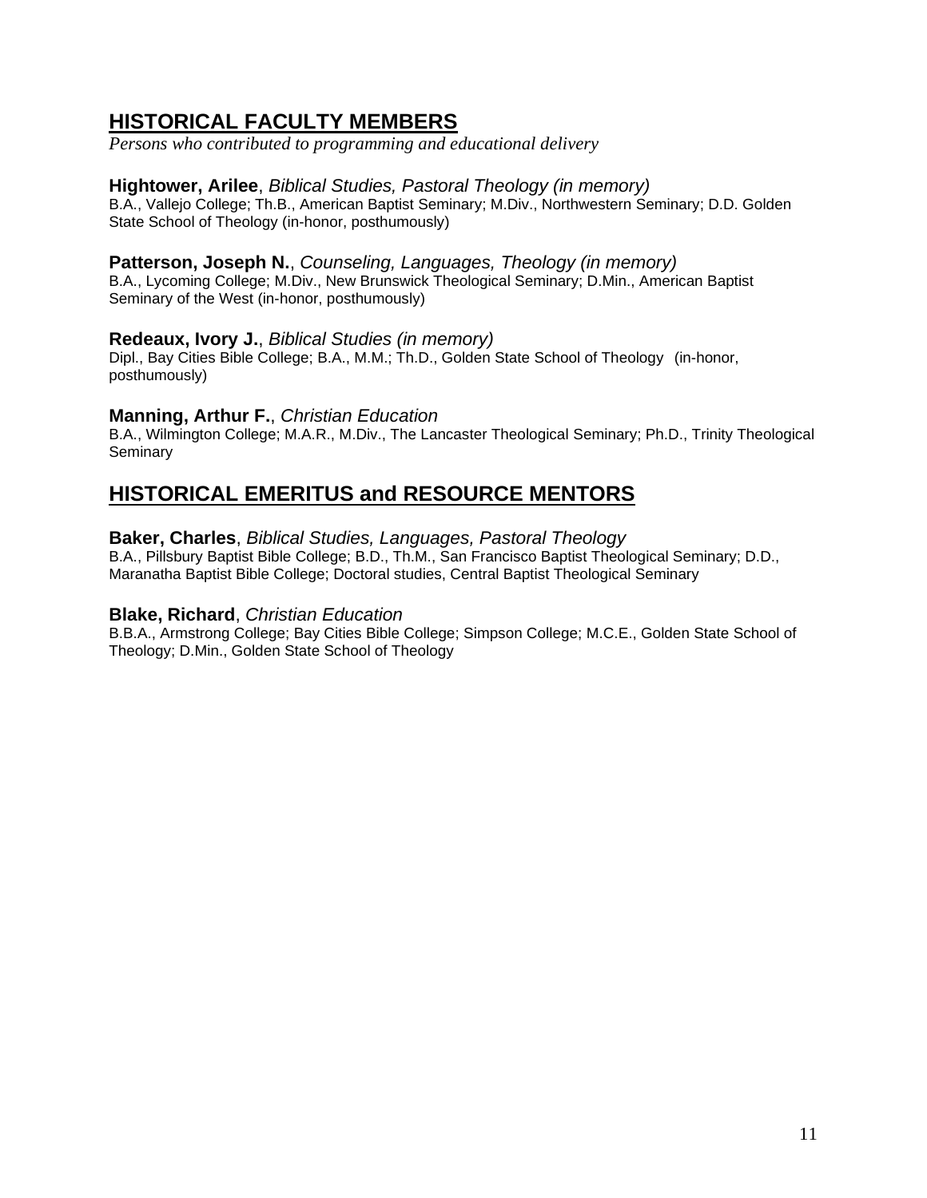## HISTORICAL FACULTY MEMBERS

*Persons who contributed to programming and educational delivery*

**Hightower, Arilee**, *Biblical Studies, Pastoral Theology (in memory)*
B.A., Vallejo College; Th.B., American Baptist Seminary; M.Div., Northwestern Seminary; D.D. Golden State School of Theology (in-honor, posthumously)

**Patterson, Joseph N.**, *Counseling, Languages, Theology (in memory)*
B.A., Lycoming College; M.Div., New Brunswick Theological Seminary; D.Min., American Baptist Seminary of the West (in-honor, posthumously)

**Redeaux, Ivory J.**, *Biblical Studies (in memory)*
Dipl., Bay Cities Bible College; B.A., M.M.; Th.D., Golden State School of Theology (in-honor, posthumously)

**Manning, Arthur F.**, *Christian Education*
B.A., Wilmington College; M.A.R., M.Div., The Lancaster Theological Seminary; Ph.D., Trinity Theological Seminary

## HISTORICAL EMERITUS and RESOURCE MENTORS

**Baker, Charles**, *Biblical Studies, Languages, Pastoral Theology*
B.A., Pillsbury Baptist Bible College; B.D., Th.M., San Francisco Baptist Theological Seminary; D.D., Maranatha Baptist Bible College; Doctoral studies, Central Baptist Theological Seminary

**Blake, Richard**, *Christian Education*
B.B.A., Armstrong College; Bay Cities Bible College; Simpson College; M.C.E., Golden State School of Theology; D.Min., Golden State School of Theology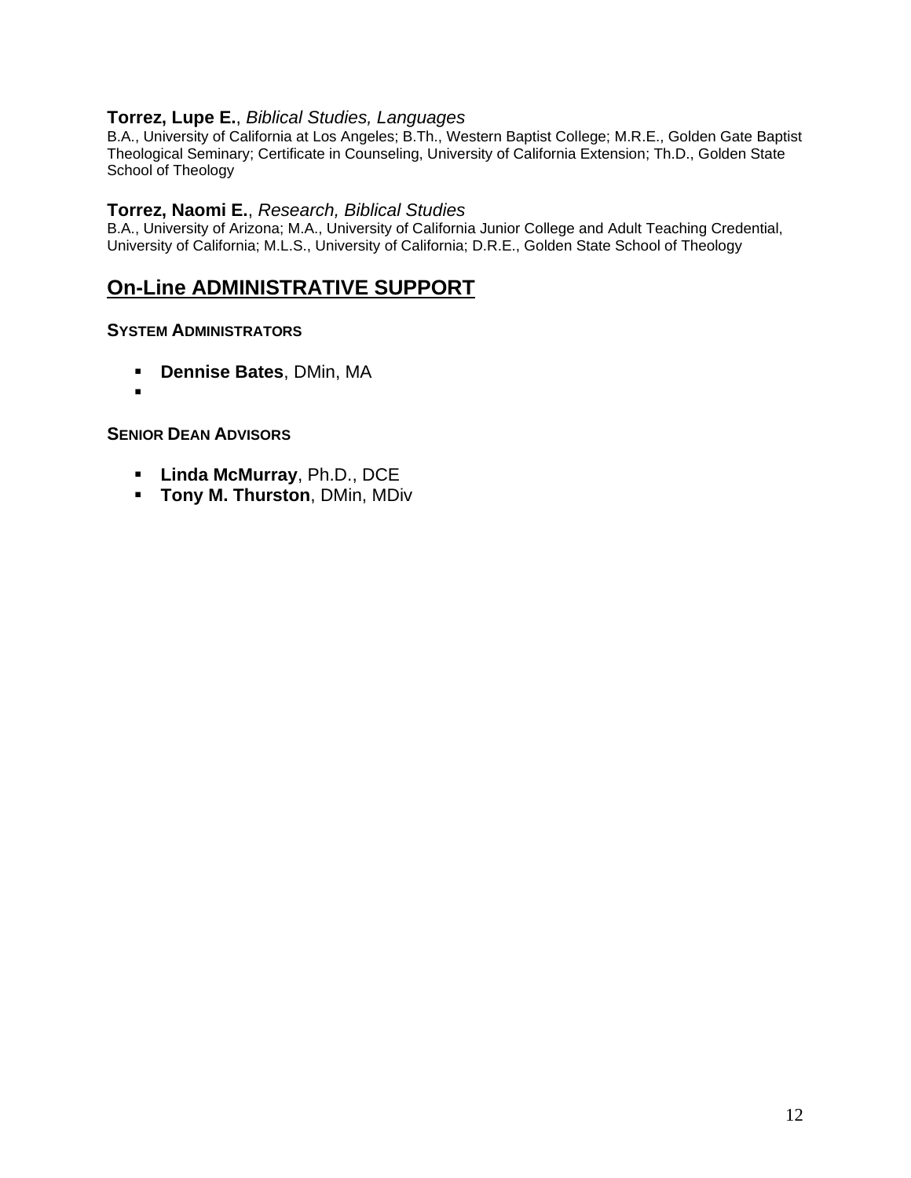**Torrez, Lupe E.**, *Biblical Studies, Languages*
B.A., University of California at Los Angeles; B.Th., Western Baptist College; M.R.E., Golden Gate Baptist Theological Seminary; Certificate in Counseling, University of California Extension; Th.D., Golden State School of Theology

**Torrez, Naomi E.**, *Research, Biblical Studies*
B.A., University of Arizona; M.A., University of California Junior College and Adult Teaching Credential, University of California; M.L.S., University of California; D.R.E., Golden State School of Theology

## On-Line ADMINISTRATIVE SUPPORT

**SYSTEM ADMINISTRATORS**

- **Dennise Bates**, DMin, MA
-

**SENIOR DEAN ADVISORS**

- **Linda McMurray**, Ph.D., DCE
- **Tony M. Thurston**, DMin, MDiv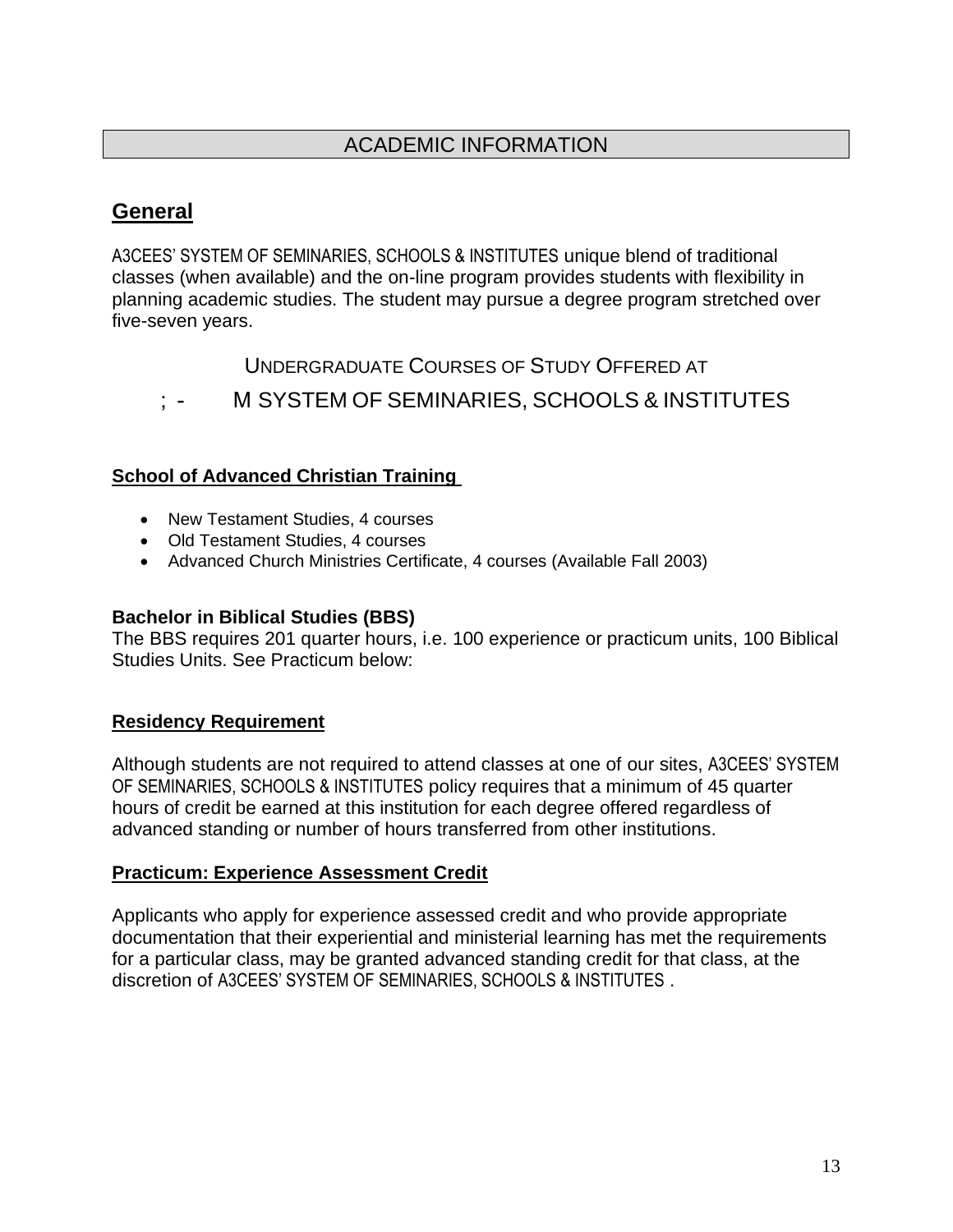# ACADEMIC INFORMATION

## General

A3CEES' SYSTEM OF SEMINARIES, SCHOOLS & INSTITUTES unique blend of traditional classes (when available) and the on-line program provides students with flexibility in planning academic studies. The student may pursue a degree program stretched over five-seven years.

UNDERGRADUATE COURSES OF STUDY OFFERED AT

; - M SYSTEM OF SEMINARIES, SCHOOLS & INSTITUTES

### School of Advanced Christian Training

- New Testament Studies, 4 courses
- Old Testament Studies, 4 courses
- Advanced Church Ministries Certificate, 4 courses (Available Fall 2003)

**Bachelor in Biblical Studies (BBS)**
The BBS requires 201 quarter hours, i.e. 100 experience or practicum units, 100 Biblical Studies Units. See Practicum below:

### Residency Requirement

Although students are not required to attend classes at one of our sites, A3CEES' SYSTEM OF SEMINARIES, SCHOOLS & INSTITUTES policy requires that a minimum of 45 quarter hours of credit be earned at this institution for each degree offered regardless of advanced standing or number of hours transferred from other institutions.

### Practicum: Experience Assessment Credit

Applicants who apply for experience assessed credit and who provide appropriate documentation that their experiential and ministerial learning has met the requirements for a particular class, may be granted advanced standing credit for that class, at the discretion of A3CEES' SYSTEM OF SEMINARIES, SCHOOLS & INSTITUTES .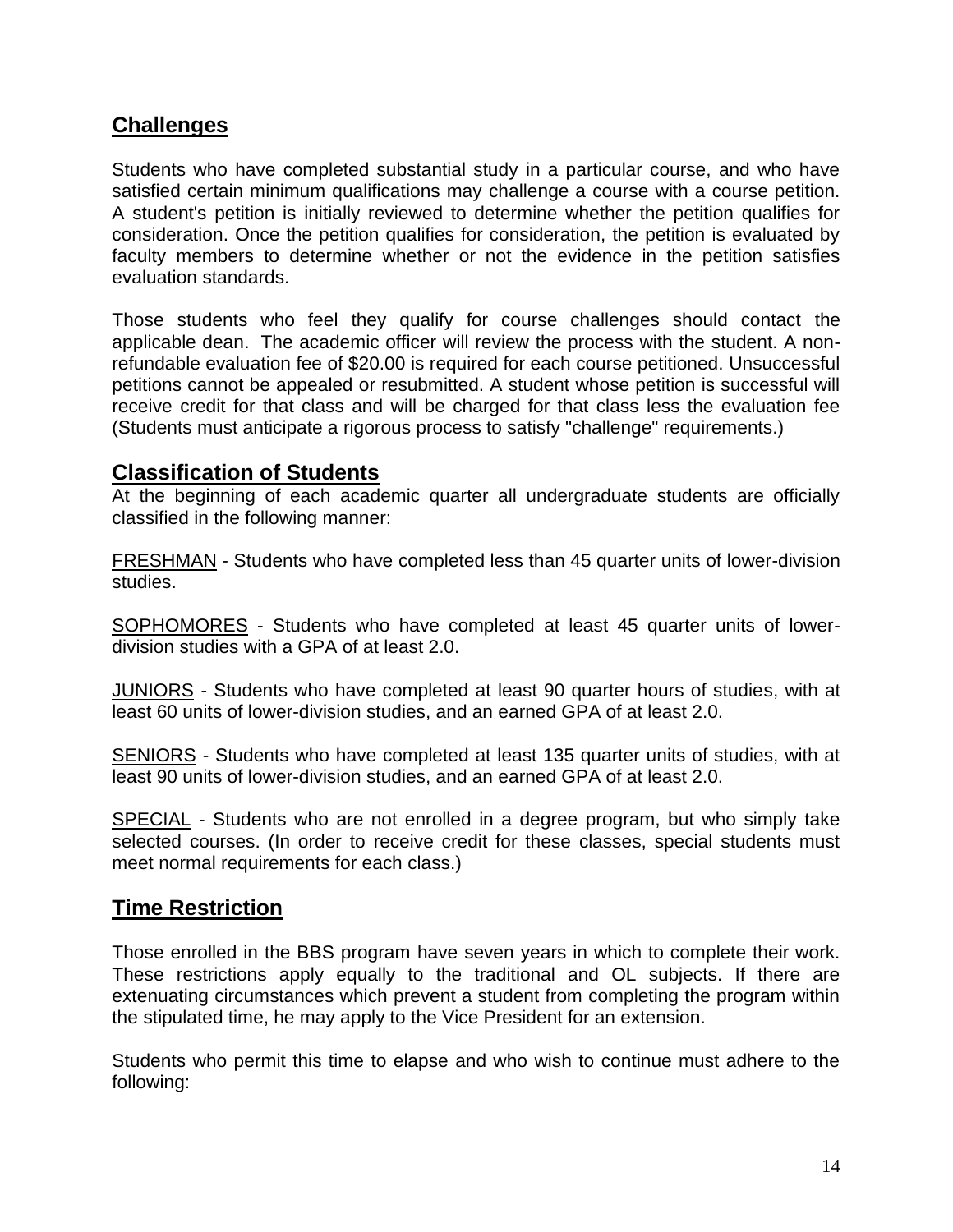## Challenges

Students who have completed substantial study in a particular course, and who have satisfied certain minimum qualifications may challenge a course with a course petition. A student's petition is initially reviewed to determine whether the petition qualifies for consideration. Once the petition qualifies for consideration, the petition is evaluated by faculty members to determine whether or not the evidence in the petition satisfies evaluation standards.

Those students who feel they qualify for course challenges should contact the applicable dean. The academic officer will review the process with the student. A non-refundable evaluation fee of $20.00 is required for each course petitioned. Unsuccessful petitions cannot be appealed or resubmitted. A student whose petition is successful will receive credit for that class and will be charged for that class less the evaluation fee (Students must anticipate a rigorous process to satisfy "challenge" requirements.)

## Classification of Students

At the beginning of each academic quarter all undergraduate students are officially classified in the following manner:

FRESHMAN - Students who have completed less than 45 quarter units of lower-division studies.

SOPHOMORES - Students who have completed at least 45 quarter units of lower-division studies with a GPA of at least 2.0.

JUNIORS - Students who have completed at least 90 quarter hours of studies, with at least 60 units of lower-division studies, and an earned GPA of at least 2.0.

SENIORS - Students who have completed at least 135 quarter units of studies, with at least 90 units of lower-division studies, and an earned GPA of at least 2.0.

SPECIAL - Students who are not enrolled in a degree program, but who simply take selected courses. (In order to receive credit for these classes, special students must meet normal requirements for each class.)

## Time Restriction

Those enrolled in the BBS program have seven years in which to complete their work. These restrictions apply equally to the traditional and OL subjects. If there are extenuating circumstances which prevent a student from completing the program within the stipulated time, he may apply to the Vice President for an extension.

Students who permit this time to elapse and who wish to continue must adhere to the following: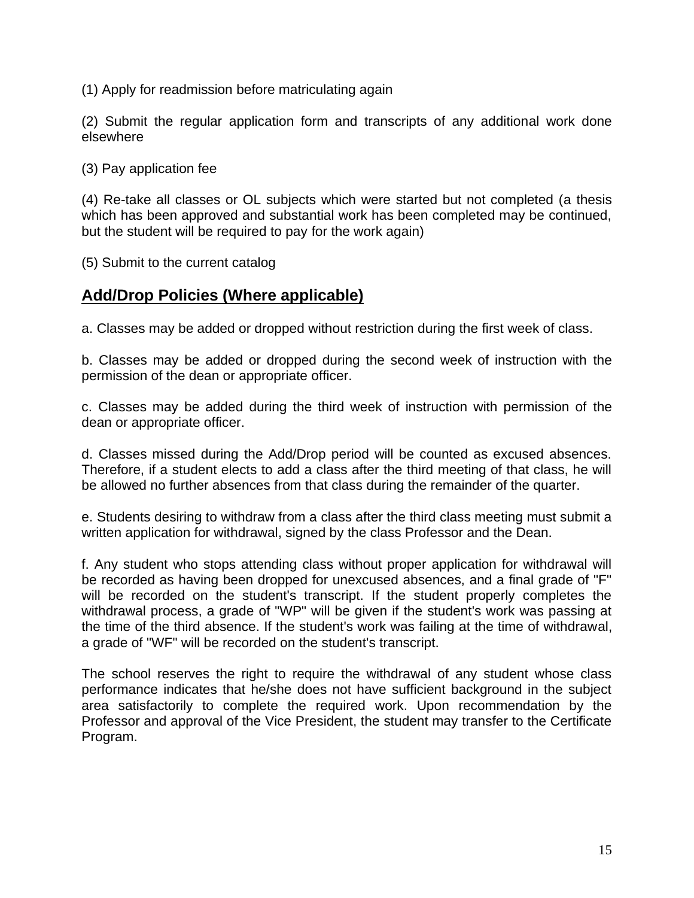(1) Apply for readmission before matriculating again

(2) Submit the regular application form and transcripts of any additional work done elsewhere

(3) Pay application fee

(4) Re-take all classes or OL subjects which were started but not completed (a thesis which has been approved and substantial work has been completed may be continued, but the student will be required to pay for the work again)

(5) Submit to the current catalog

## Add/Drop Policies (Where applicable)

a. Classes may be added or dropped without restriction during the first week of class.

b. Classes may be added or dropped during the second week of instruction with the permission of the dean or appropriate officer.

c. Classes may be added during the third week of instruction with permission of the dean or appropriate officer.

d. Classes missed during the Add/Drop period will be counted as excused absences. Therefore, if a student elects to add a class after the third meeting of that class, he will be allowed no further absences from that class during the remainder of the quarter.

e. Students desiring to withdraw from a class after the third class meeting must submit a written application for withdrawal, signed by the class Professor and the Dean.

f. Any student who stops attending class without proper application for withdrawal will be recorded as having been dropped for unexcused absences, and a final grade of "F" will be recorded on the student's transcript. If the student properly completes the withdrawal process, a grade of "WP" will be given if the student's work was passing at the time of the third absence. If the student's work was failing at the time of withdrawal, a grade of "WF" will be recorded on the student's transcript.

The school reserves the right to require the withdrawal of any student whose class performance indicates that he/she does not have sufficient background in the subject area satisfactorily to complete the required work. Upon recommendation by the Professor and approval of the Vice President, the student may transfer to the Certificate Program.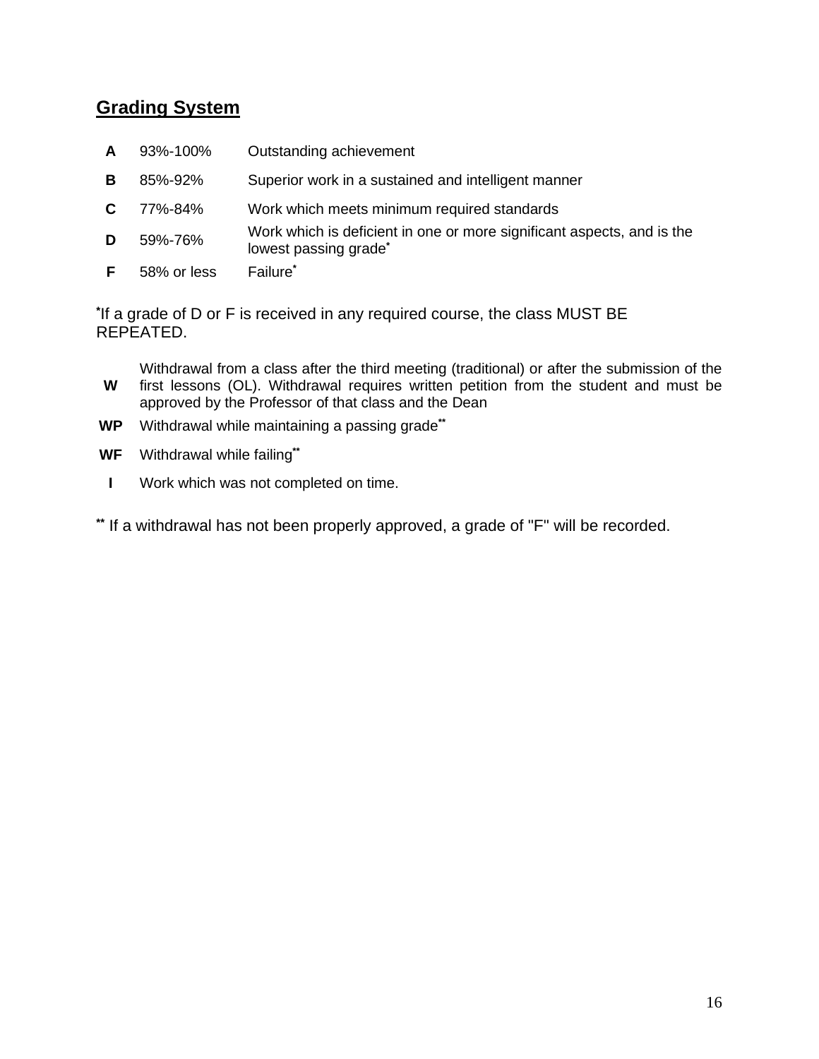## Grading System

| | | |
|---|---|---|
| **A** | 93%-100% | Outstanding achievement |
| **B** | 85%-92% | Superior work in a sustained and intelligent manner |
| **C** | 77%-84% | Work which meets minimum required standards |
| **D** | 59%-76% | Work which is deficient in one or more significant aspects, and is the lowest passing grade* |
| **F** | 58% or less | Failure* |

*If a grade of D or F is received in any required course, the class MUST BE REPEATED.

| | |
|---|---|
| **W** | Withdrawal from a class after the third meeting (traditional) or after the submission of the first lessons (OL). Withdrawal requires written petition from the student and must be approved by the Professor of that class and the Dean |
| **WP** | Withdrawal while maintaining a passing grade** |
| **WF** | Withdrawal while failing** |
| **I** | Work which was not completed on time. |

** If a withdrawal has not been properly approved, a grade of "F" will be recorded.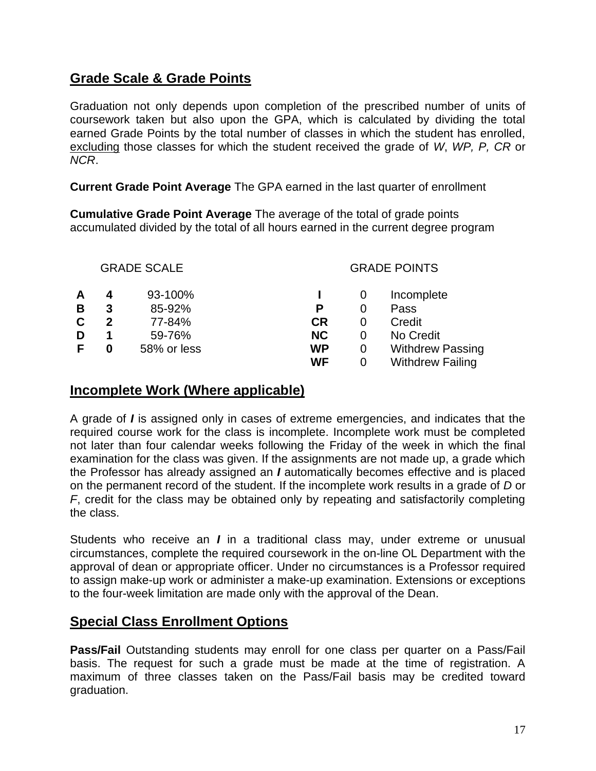## Grade Scale & Grade Points

Graduation not only depends upon completion of the prescribed number of units of coursework taken but also upon the GPA, which is calculated by dividing the total earned Grade Points by the total number of classes in which the student has enrolled, excluding those classes for which the student received the grade of *W*, *WP, P, CR* or *NCR*.

**Current Grade Point Average** The GPA earned in the last quarter of enrollment

**Cumulative Grade Point Average** The average of the total of grade points accumulated divided by the total of all hours earned in the current degree program

GRADE SCALE

| | | |
|---|---|---|
| **A** | **4** | 93-100% |
| **B** | **3** | 85-92% |
| **C** | **2** | 77-84% |
| **D** | **1** | 59-76% |
| **F** | **0** | 58% or less |

GRADE POINTS

| | | |
|---|---|---|
| **I** | 0 | Incomplete |
| **P** | 0 | Pass |
| **CR** | 0 | Credit |
| **NC** | 0 | No Credit |
| **WP** | 0 | Withdrew Passing |
| **WF** | 0 | Withdrew Failing |

## Incomplete Work (Where applicable)

A grade of ***I*** is assigned only in cases of extreme emergencies, and indicates that the required course work for the class is incomplete. Incomplete work must be completed not later than four calendar weeks following the Friday of the week in which the final examination for the class was given. If the assignments are not made up, a grade which the Professor has already assigned an ***I*** automatically becomes effective and is placed on the permanent record of the student. If the incomplete work results in a grade of *D* or *F*, credit for the class may be obtained only by repeating and satisfactorily completing the class.

Students who receive an ***I*** in a traditional class may, under extreme or unusual circumstances, complete the required coursework in the on-line OL Department with the approval of dean or appropriate officer. Under no circumstances is a Professor required to assign make-up work or administer a make-up examination. Extensions or exceptions to the four-week limitation are made only with the approval of the Dean.

## Special Class Enrollment Options

**Pass/Fail** Outstanding students may enroll for one class per quarter on a Pass/Fail basis. The request for such a grade must be made at the time of registration. A maximum of three classes taken on the Pass/Fail basis may be credited toward graduation.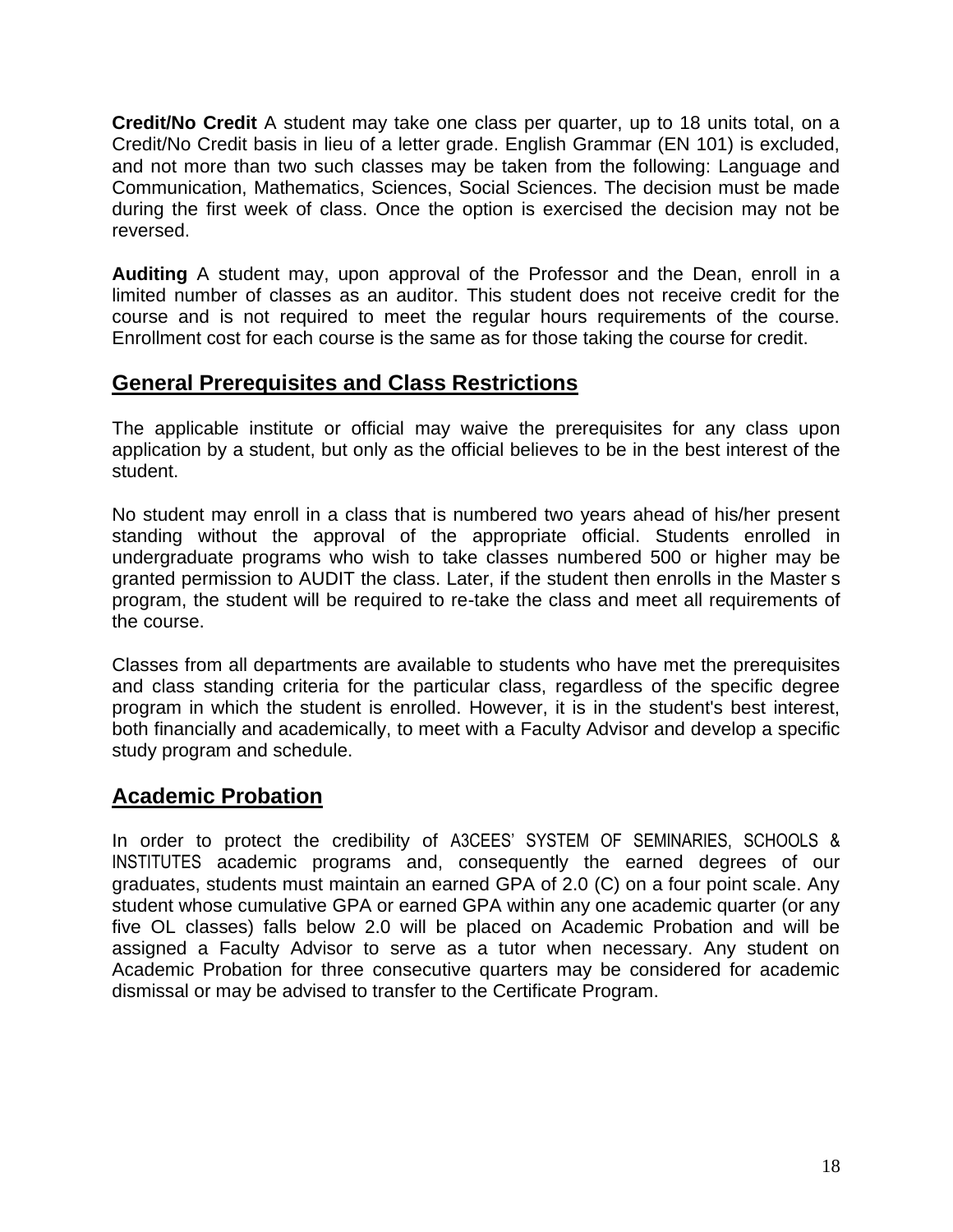**Credit/No Credit** A student may take one class per quarter, up to 18 units total, on a Credit/No Credit basis in lieu of a letter grade. English Grammar (EN 101) is excluded, and not more than two such classes may be taken from the following: Language and Communication, Mathematics, Sciences, Social Sciences. The decision must be made during the first week of class. Once the option is exercised the decision may not be reversed.

**Auditing** A student may, upon approval of the Professor and the Dean, enroll in a limited number of classes as an auditor. This student does not receive credit for the course and is not required to meet the regular hours requirements of the course. Enrollment cost for each course is the same as for those taking the course for credit.

## General Prerequisites and Class Restrictions

The applicable institute or official may waive the prerequisites for any class upon application by a student, but only as the official believes to be in the best interest of the student.

No student may enroll in a class that is numbered two years ahead of his/her present standing without the approval of the appropriate official. Students enrolled in undergraduate programs who wish to take classes numbered 500 or higher may be granted permission to AUDIT the class. Later, if the student then enrolls in the Master s program, the student will be required to re-take the class and meet all requirements of the course.

Classes from all departments are available to students who have met the prerequisites and class standing criteria for the particular class, regardless of the specific degree program in which the student is enrolled. However, it is in the student's best interest, both financially and academically, to meet with a Faculty Advisor and develop a specific study program and schedule.

## Academic Probation

In order to protect the credibility of A3CEES' SYSTEM OF SEMINARIES, SCHOOLS & INSTITUTES academic programs and, consequently the earned degrees of our graduates, students must maintain an earned GPA of 2.0 (C) on a four point scale. Any student whose cumulative GPA or earned GPA within any one academic quarter (or any five OL classes) falls below 2.0 will be placed on Academic Probation and will be assigned a Faculty Advisor to serve as a tutor when necessary. Any student on Academic Probation for three consecutive quarters may be considered for academic dismissal or may be advised to transfer to the Certificate Program.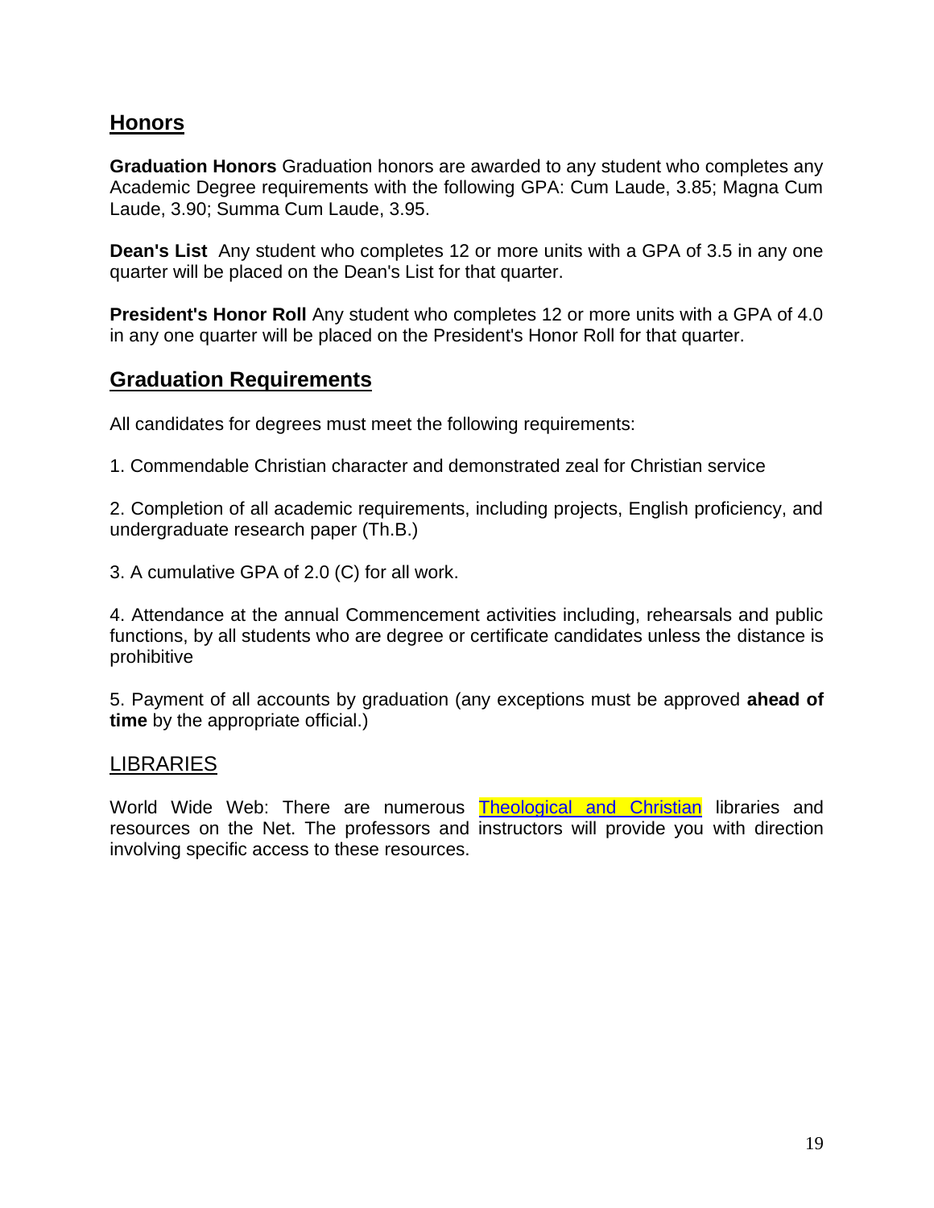## Honors

**Graduation Honors** Graduation honors are awarded to any student who completes any Academic Degree requirements with the following GPA: Cum Laude, 3.85; Magna Cum Laude, 3.90; Summa Cum Laude, 3.95.

**Dean's List** Any student who completes 12 or more units with a GPA of 3.5 in any one quarter will be placed on the Dean's List for that quarter.

**President's Honor Roll** Any student who completes 12 or more units with a GPA of 4.0 in any one quarter will be placed on the President's Honor Roll for that quarter.

## Graduation Requirements

All candidates for degrees must meet the following requirements:

1. Commendable Christian character and demonstrated zeal for Christian service

2. Completion of all academic requirements, including projects, English proficiency, and undergraduate research paper (Th.B.)

3. A cumulative GPA of 2.0 (C) for all work.

4. Attendance at the annual Commencement activities including, rehearsals and public functions, by all students who are degree or certificate candidates unless the distance is prohibitive

5. Payment of all accounts by graduation (any exceptions must be approved **ahead of time** by the appropriate official.)

## LIBRARIES

World Wide Web: There are numerous Theological and Christian libraries and resources on the Net. The professors and instructors will provide you with direction involving specific access to these resources.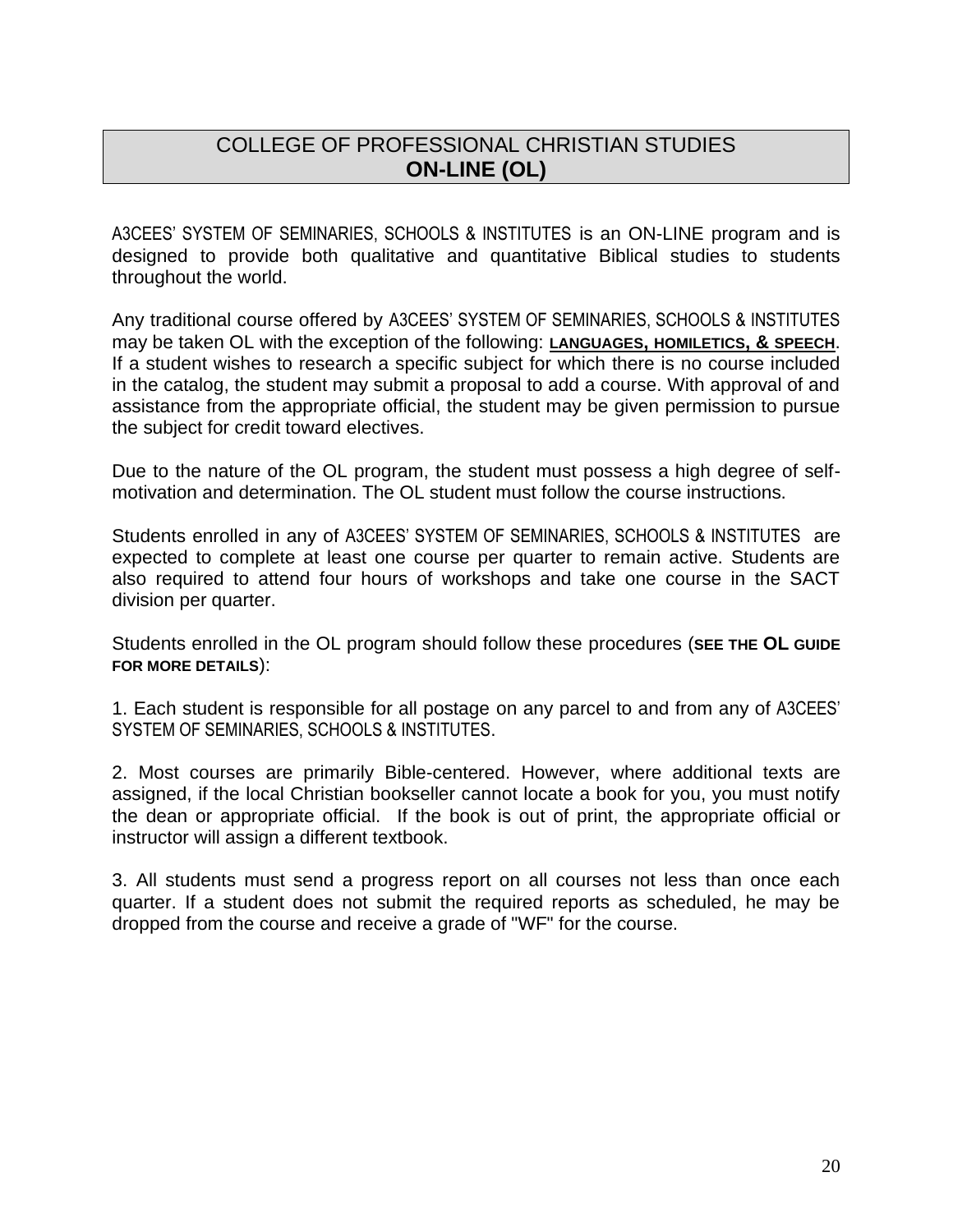## COLLEGE OF PROFESSIONAL CHRISTIAN STUDIES
## **ON-LINE (OL)**

A3CEES' SYSTEM OF SEMINARIES, SCHOOLS & INSTITUTES is an ON-LINE program and is designed to provide both qualitative and quantitative Biblical studies to students throughout the world.

Any traditional course offered by A3CEES' SYSTEM OF SEMINARIES, SCHOOLS & INSTITUTES may be taken OL with the exception of the following: **LANGUAGES, HOMILETICS, & SPEECH**. If a student wishes to research a specific subject for which there is no course included in the catalog, the student may submit a proposal to add a course. With approval of and assistance from the appropriate official, the student may be given permission to pursue the subject for credit toward electives.

Due to the nature of the OL program, the student must possess a high degree of self-motivation and determination. The OL student must follow the course instructions.

Students enrolled in any of A3CEES' SYSTEM OF SEMINARIES, SCHOOLS & INSTITUTES are expected to complete at least one course per quarter to remain active. Students are also required to attend four hours of workshops and take one course in the SACT division per quarter.

Students enrolled in the OL program should follow these procedures (**SEE THE OL GUIDE FOR MORE DETAILS**):

1. Each student is responsible for all postage on any parcel to and from any of A3CEES' SYSTEM OF SEMINARIES, SCHOOLS & INSTITUTES.

2. Most courses are primarily Bible-centered. However, where additional texts are assigned, if the local Christian bookseller cannot locate a book for you, you must notify the dean or appropriate official. If the book is out of print, the appropriate official or instructor will assign a different textbook.

3. All students must send a progress report on all courses not less than once each quarter. If a student does not submit the required reports as scheduled, he may be dropped from the course and receive a grade of "WF" for the course.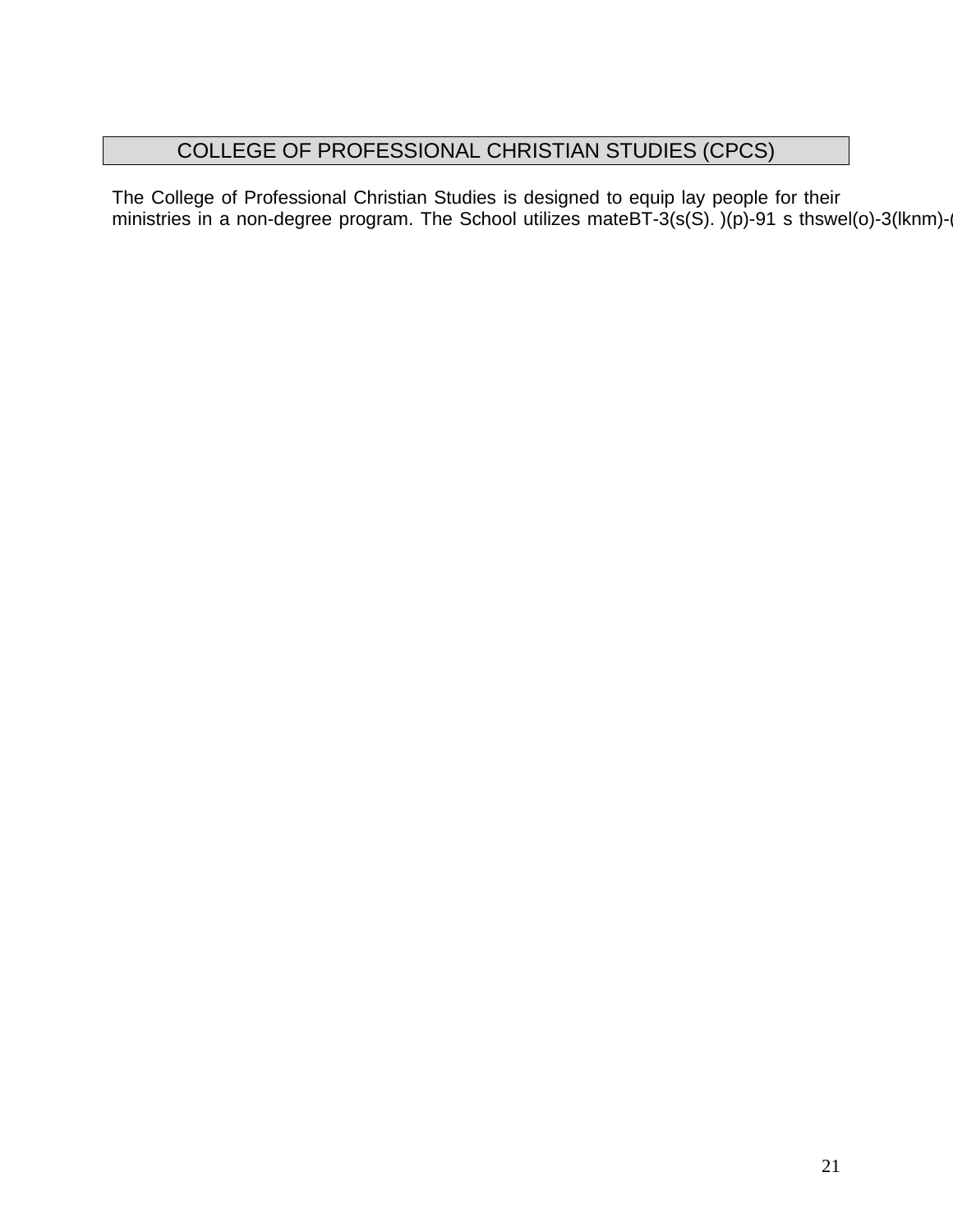# COLLEGE OF PROFESSIONAL CHRISTIAN STUDIES (CPCS)

The College of Professional Christian Studies is designed to equip lay people for their ministries in a non-degree program. The School utilizes mateBT-3(s(S). )(p)-91 s thswel(o)-3(lknm)-(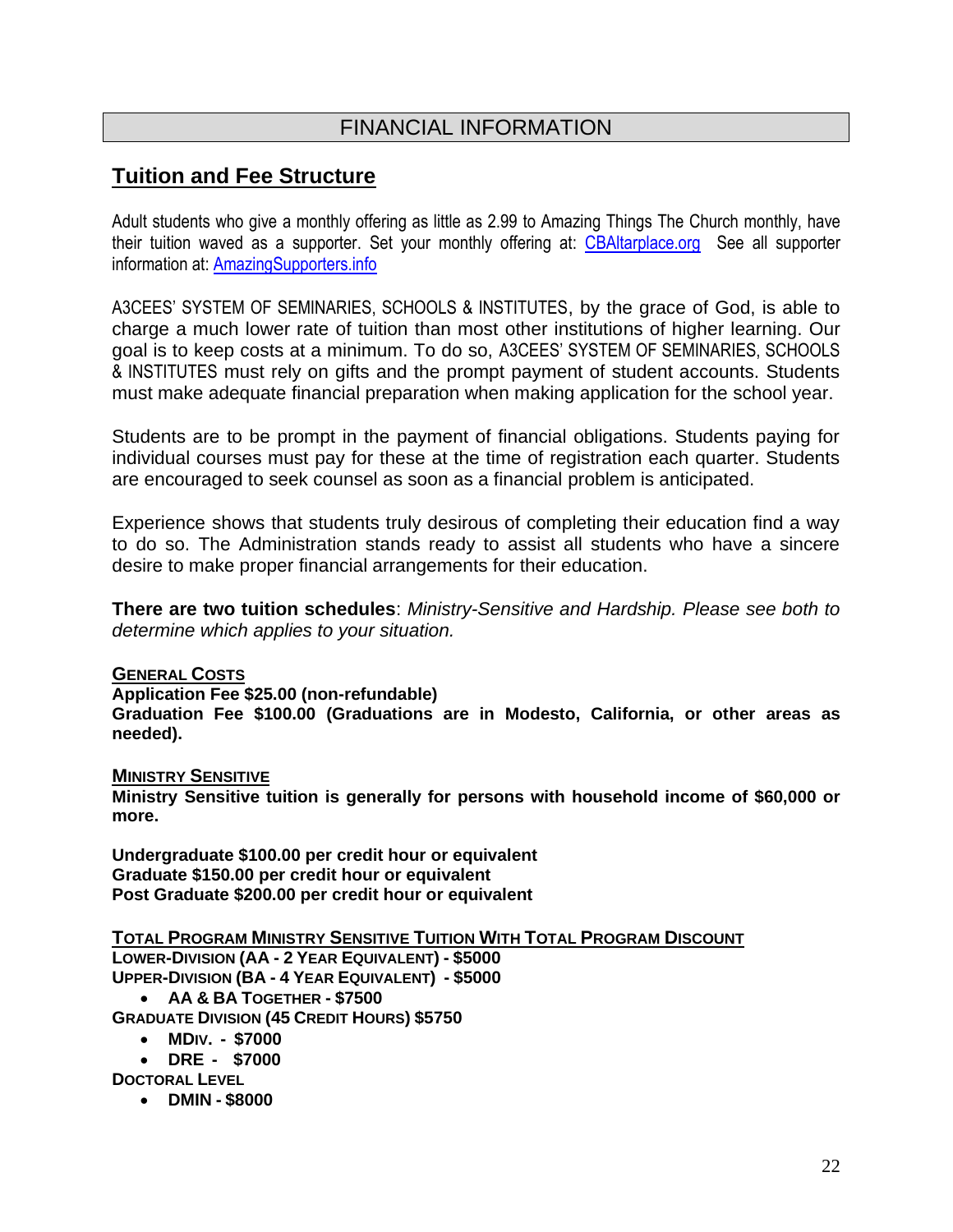# FINANCIAL INFORMATION

## Tuition and Fee Structure

Adult students who give a monthly offering as little as 2.99 to Amazing Things The Church monthly, have their tuition waved as a supporter. Set your monthly offering at: [CBAltarplace.org](CBAltarplace.org) See all supporter information at: [AmazingSupporters.info](AmazingSupporters.info)

A3CEES' SYSTEM OF SEMINARIES, SCHOOLS & INSTITUTES, by the grace of God, is able to charge a much lower rate of tuition than most other institutions of higher learning. Our goal is to keep costs at a minimum. To do so, A3CEES' SYSTEM OF SEMINARIES, SCHOOLS & INSTITUTES must rely on gifts and the prompt payment of student accounts. Students must make adequate financial preparation when making application for the school year.

Students are to be prompt in the payment of financial obligations. Students paying for individual courses must pay for these at the time of registration each quarter. Students are encouraged to seek counsel as soon as a financial problem is anticipated.

Experience shows that students truly desirous of completing their education find a way to do so. The Administration stands ready to assist all students who have a sincere desire to make proper financial arrangements for their education.

**There are two tuition schedules**: *Ministry-Sensitive and Hardship. Please see both to determine which applies to your situation.*

**GENERAL COSTS**

**Application Fee $25.00 (non-refundable)**
**Graduation Fee $100.00 (Graduations are in Modesto, California, or other areas as needed).**

**MINISTRY SENSITIVE**

**Ministry Sensitive tuition is generally for persons with household income of $60,000 or more.**

**Undergraduate $100.00 per credit hour or equivalent**
**Graduate $150.00 per credit hour or equivalent**
**Post Graduate $200.00 per credit hour or equivalent**

**TOTAL PROGRAM MINISTRY SENSITIVE TUITION WITH TOTAL PROGRAM DISCOUNT**

**LOWER-DIVISION (AA - 2 YEAR EQUIVALENT) - $5000**
**UPPER-DIVISION (BA - 4 YEAR EQUIVALENT) - $5000**

- **AA & BA TOGETHER - $7500**

**GRADUATE DIVISION (45 CREDIT HOURS) $5750**

- **MDIV. - $7000**
- **DRE - $7000**

**DOCTORAL LEVEL**

- **DMIN - $8000**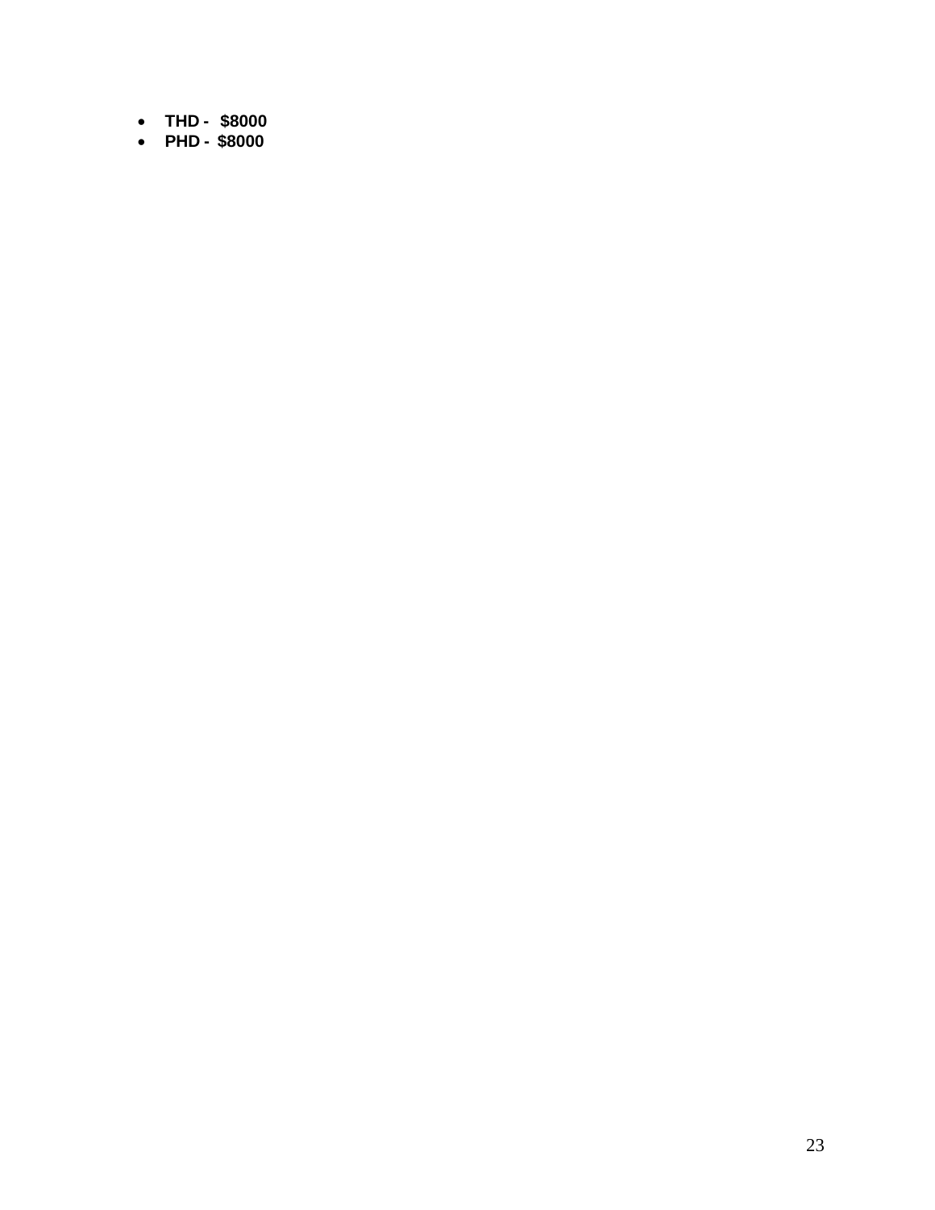- **THD - $8000**
- **PHD - $8000**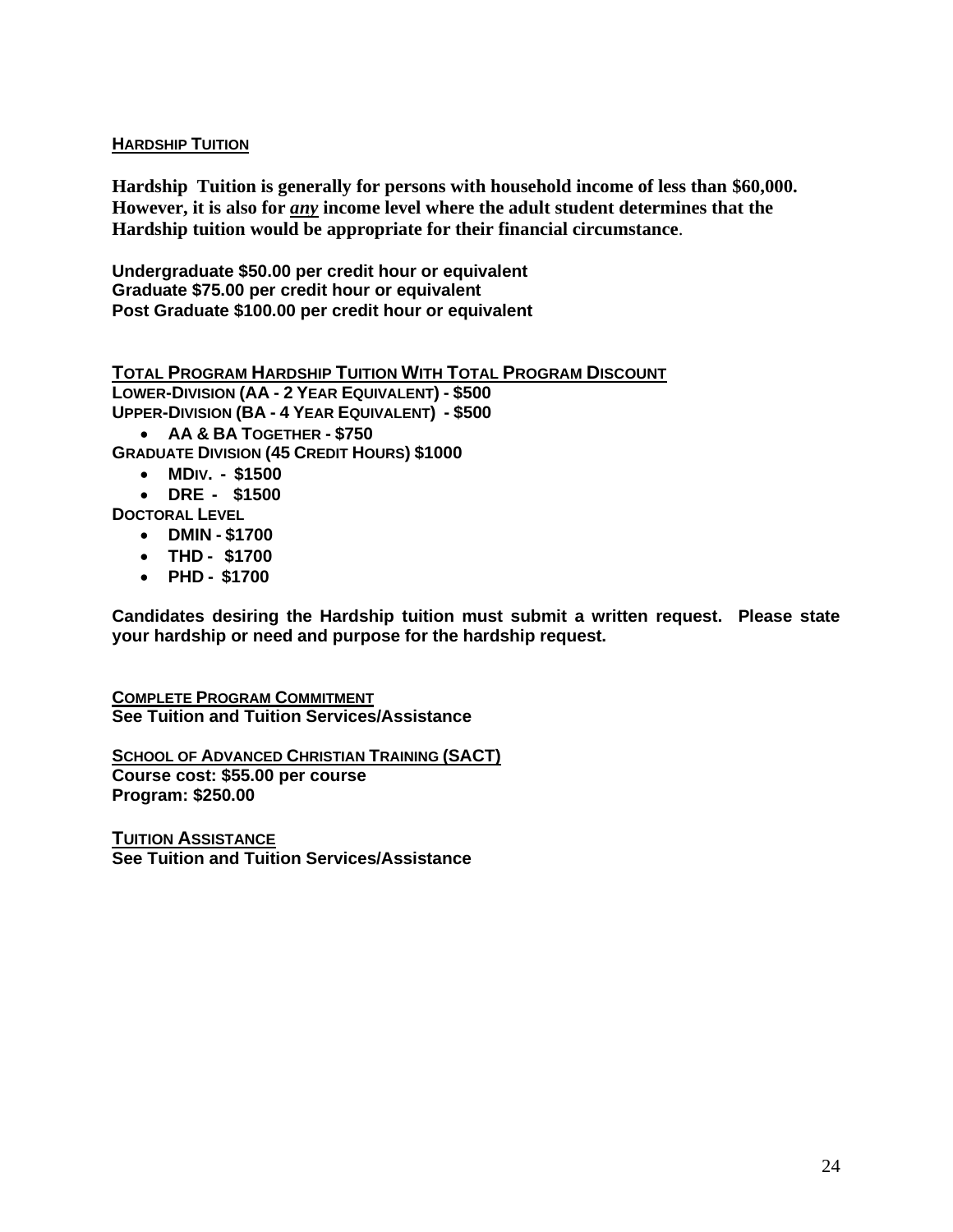## HARDSHIP TUITION

**Hardship  Tuition is generally for persons with household income of less than $60,000. However, it is also for _any_ income level where the adult student determines that the Hardship tuition would be appropriate for their financial circumstance**.

**Undergraduate $50.00 per credit hour or equivalent**
**Graduate $75.00 per credit hour or equivalent**
**Post Graduate $100.00 per credit hour or equivalent**

## TOTAL PROGRAM HARDSHIP TUITION WITH TOTAL PROGRAM DISCOUNT

**LOWER-DIVISION (AA - 2 YEAR EQUIVALENT) - $500**
**UPPER-DIVISION (BA - 4 YEAR EQUIVALENT) - $500**

- **AA & BA TOGETHER - $750**

**GRADUATE DIVISION (45 CREDIT HOURS) $1000**

- **MDIV. - $1500**
- **DRE - $1500**

**DOCTORAL LEVEL**

- **DMIN - $1700**
- **THD - $1700**
- **PHD - $1700**

**Candidates desiring the Hardship tuition must submit a written request. Please state your hardship or need and purpose for the hardship request.**

## COMPLETE PROGRAM COMMITMENT

**See Tuition and Tuition Services/Assistance**

## SCHOOL OF ADVANCED CHRISTIAN TRAINING (SACT)

**Course cost: $55.00 per course**
**Program: $250.00**

## TUITION ASSISTANCE

**See Tuition and Tuition Services/Assistance**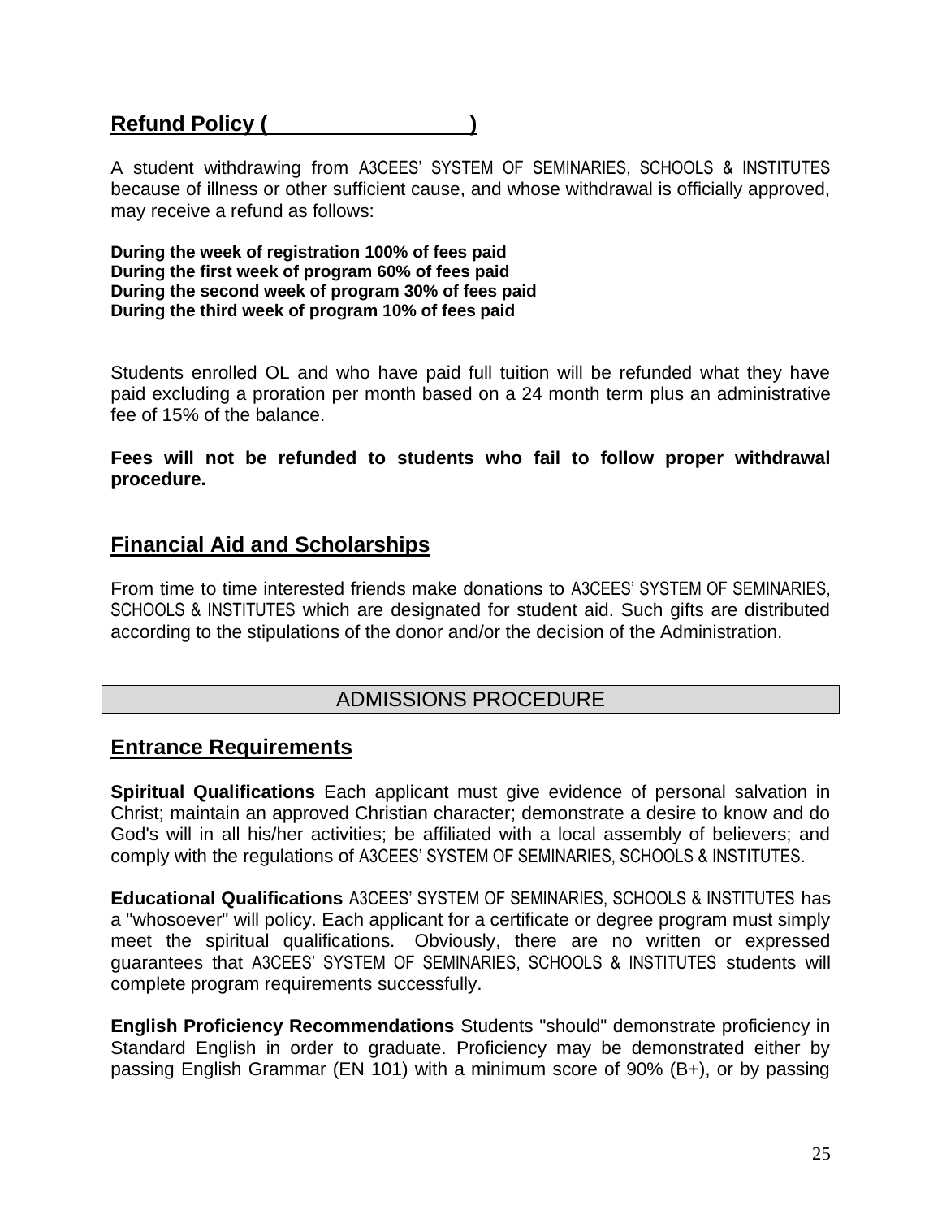## Refund Policy ( )

A student withdrawing from A3CEES' SYSTEM OF SEMINARIES, SCHOOLS & INSTITUTES because of illness or other sufficient cause, and whose withdrawal is officially approved, may receive a refund as follows:

**During the week of registration 100% of fees paid**
**During the first week of program 60% of fees paid**
**During the second week of program 30% of fees paid**
**During the third week of program 10% of fees paid**

Students enrolled OL and who have paid full tuition will be refunded what they have paid excluding a proration per month based on a 24 month term plus an administrative fee of 15% of the balance.

**Fees will not be refunded to students who fail to follow proper withdrawal procedure.**

## Financial Aid and Scholarships

From time to time interested friends make donations to A3CEES' SYSTEM OF SEMINARIES, SCHOOLS & INSTITUTES which are designated for student aid. Such gifts are distributed according to the stipulations of the donor and/or the decision of the Administration.

# ADMISSIONS PROCEDURE

## Entrance Requirements

**Spiritual Qualifications** Each applicant must give evidence of personal salvation in Christ; maintain an approved Christian character; demonstrate a desire to know and do God's will in all his/her activities; be affiliated with a local assembly of believers; and comply with the regulations of A3CEES' SYSTEM OF SEMINARIES, SCHOOLS & INSTITUTES.

**Educational Qualifications** A3CEES' SYSTEM OF SEMINARIES, SCHOOLS & INSTITUTES has a "whosoever" will policy. Each applicant for a certificate or degree program must simply meet the spiritual qualifications. Obviously, there are no written or expressed guarantees that A3CEES' SYSTEM OF SEMINARIES, SCHOOLS & INSTITUTES students will complete program requirements successfully.

**English Proficiency Recommendations** Students "should" demonstrate proficiency in Standard English in order to graduate. Proficiency may be demonstrated either by passing English Grammar (EN 101) with a minimum score of 90% (B+), or by passing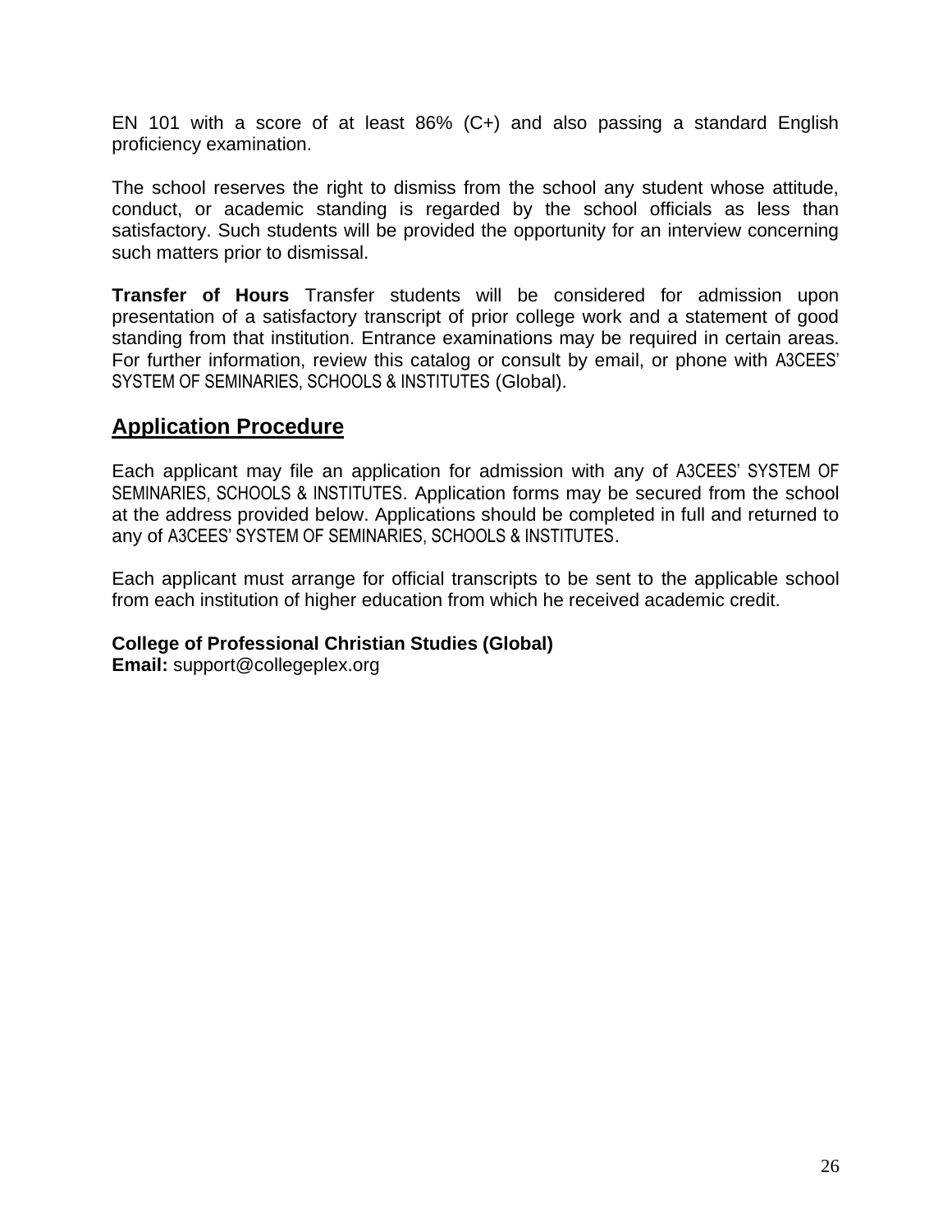EN 101 with a score of at least 86% (C+) and also passing a standard English proficiency examination.

The school reserves the right to dismiss from the school any student whose attitude, conduct, or academic standing is regarded by the school officials as less than satisfactory. Such students will be provided the opportunity for an interview concerning such matters prior to dismissal.

**Transfer of Hours** Transfer students will be considered for admission upon presentation of a satisfactory transcript of prior college work and a statement of good standing from that institution. Entrance examinations may be required in certain areas. For further information, review this catalog or consult by email, or phone with A3CEES' SYSTEM OF SEMINARIES, SCHOOLS & INSTITUTES (Global).

## Application Procedure

Each applicant may file an application for admission with any of A3CEES' SYSTEM OF SEMINARIES, SCHOOLS & INSTITUTES. Application forms may be secured from the school at the address provided below. Applications should be completed in full and returned to any of A3CEES' SYSTEM OF SEMINARIES, SCHOOLS & INSTITUTES.

Each applicant must arrange for official transcripts to be sent to the applicable school from each institution of higher education from which he received academic credit.

**College of Professional Christian Studies (Global)**
**Email:** support@collegeplex.org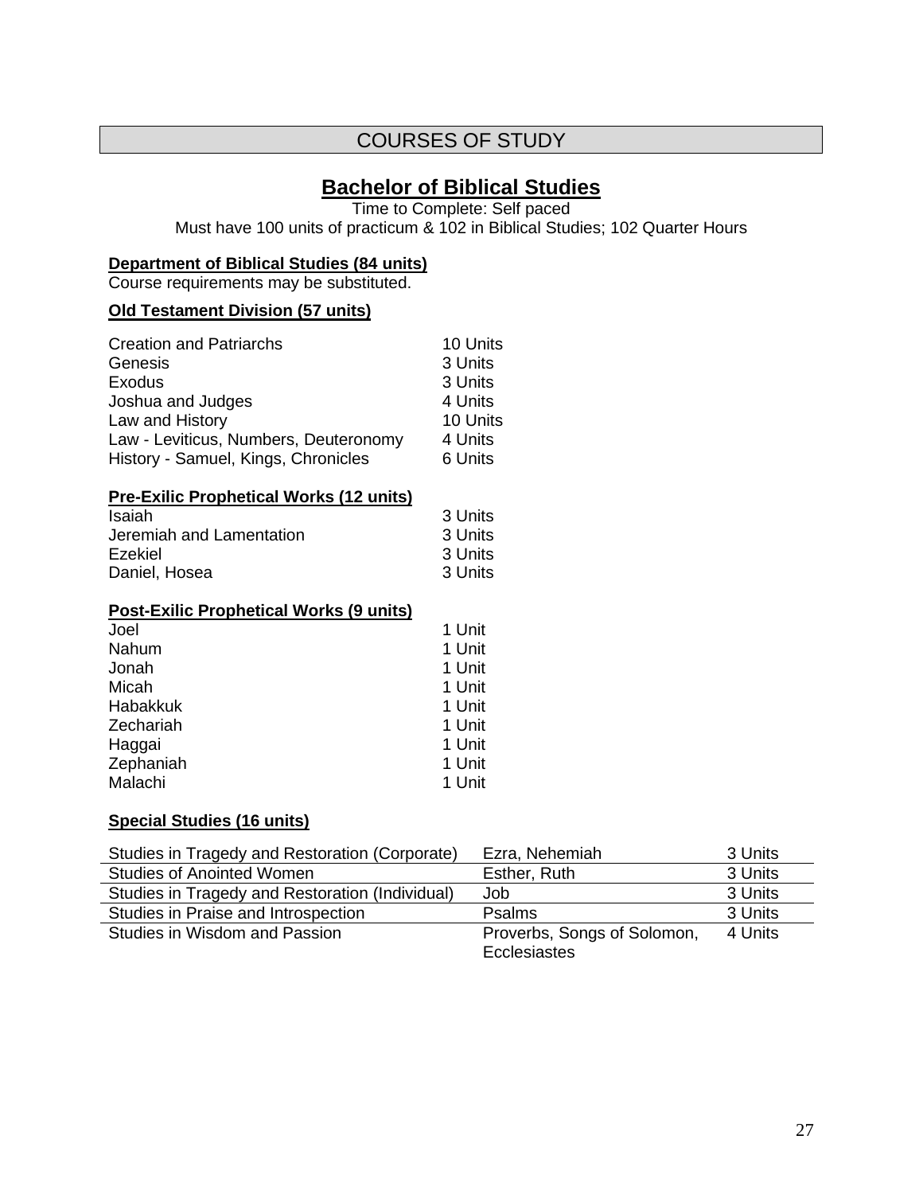## COURSES OF STUDY

# Bachelor of Biblical Studies

Time to Complete: Self paced

Must have 100 units of practicum & 102 in Biblical Studies; 102 Quarter Hours

**Department of Biblical Studies (84 units)**

Course requirements may be substituted.

**Old Testament Division (57 units)**

| | |
|---|---|
| Creation and Patriarchs | 10 Units |
| Genesis | 3 Units |
| Exodus | 3 Units |
| Joshua and Judges | 4 Units |
| Law and History | 10 Units |
| Law - Leviticus, Numbers, Deuteronomy | 4 Units |
| History - Samuel, Kings, Chronicles | 6 Units |

**Pre-Exilic Prophetical Works (12 units)**

| | |
|---|---|
| Isaiah | 3 Units |
| Jeremiah and Lamentation | 3 Units |
| Ezekiel | 3 Units |
| Daniel, Hosea | 3 Units |

**Post-Exilic Prophetical Works (9 units)**

| | |
|---|---|
| Joel | 1 Unit |
| Nahum | 1 Unit |
| Jonah | 1 Unit |
| Micah | 1 Unit |
| Habakkuk | 1 Unit |
| Zechariah | 1 Unit |
| Haggai | 1 Unit |
| Zephaniah | 1 Unit |
| Malachi | 1 Unit |

**Special Studies (16 units)**

| | | |
|---|---|---|
| Studies in Tragedy and Restoration (Corporate) | Ezra, Nehemiah | 3 Units |
| Studies of Anointed Women | Esther, Ruth | 3 Units |
| Studies in Tragedy and Restoration (Individual) | Job | 3 Units |
| Studies in Praise and Introspection | Psalms | 3 Units |
| Studies in Wisdom and Passion | Proverbs, Songs of Solomon, Ecclesiastes | 4 Units |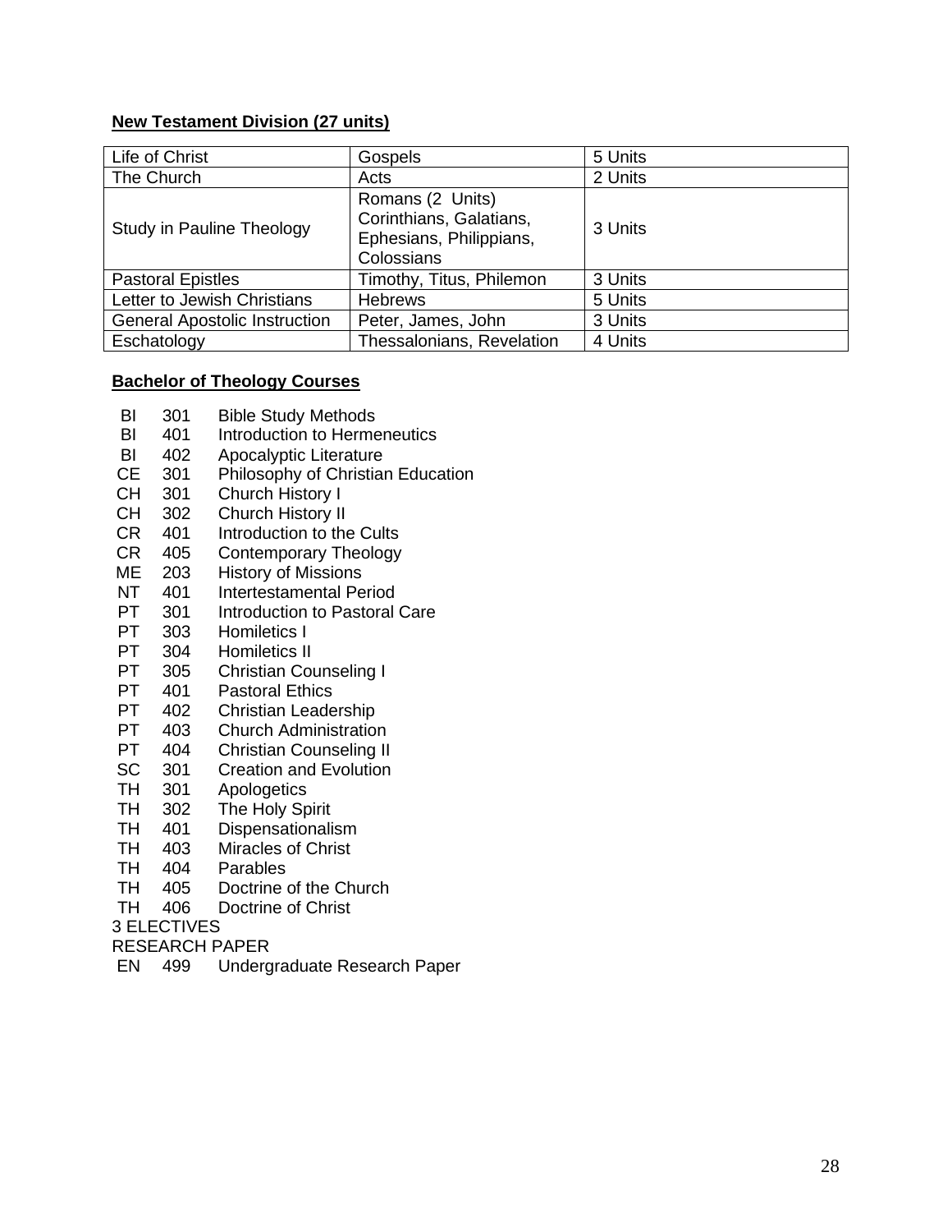**New Testament Division (27 units)**

| Life of Christ | Gospels | 5 Units |
|---|---|---|
| The Church | Acts | 2 Units |
| Study in Pauline Theology | Romans (2 Units) Corinthians, Galatians, Ephesians, Philippians, Colossians | 3 Units |
| Pastoral Epistles | Timothy, Titus, Philemon | 3 Units |
| Letter to Jewish Christians | Hebrews | 5 Units |
| General Apostolic Instruction | Peter, James, John | 3 Units |
| Eschatology | Thessalonians, Revelation | 4 Units |

**Bachelor of Theology Courses**

BI 301 Bible Study Methods
BI 401 Introduction to Hermeneutics
BI 402 Apocalyptic Literature
CE 301 Philosophy of Christian Education
CH 301 Church History I
CH 302 Church History II
CR 401 Introduction to the Cults
CR 405 Contemporary Theology
ME 203 History of Missions
NT 401 Intertestamental Period
PT 301 Introduction to Pastoral Care
PT 303 Homiletics I
PT 304 Homiletics II
PT 305 Christian Counseling I
PT 401 Pastoral Ethics
PT 402 Christian Leadership
PT 403 Church Administration
PT 404 Christian Counseling II
SC 301 Creation and Evolution
TH 301 Apologetics
TH 302 The Holy Spirit
TH 401 Dispensationalism
TH 403 Miracles of Christ
TH 404 Parables
TH 405 Doctrine of the Church
TH 406 Doctrine of Christ
3 ELECTIVES
RESEARCH PAPER
EN 499 Undergraduate Research Paper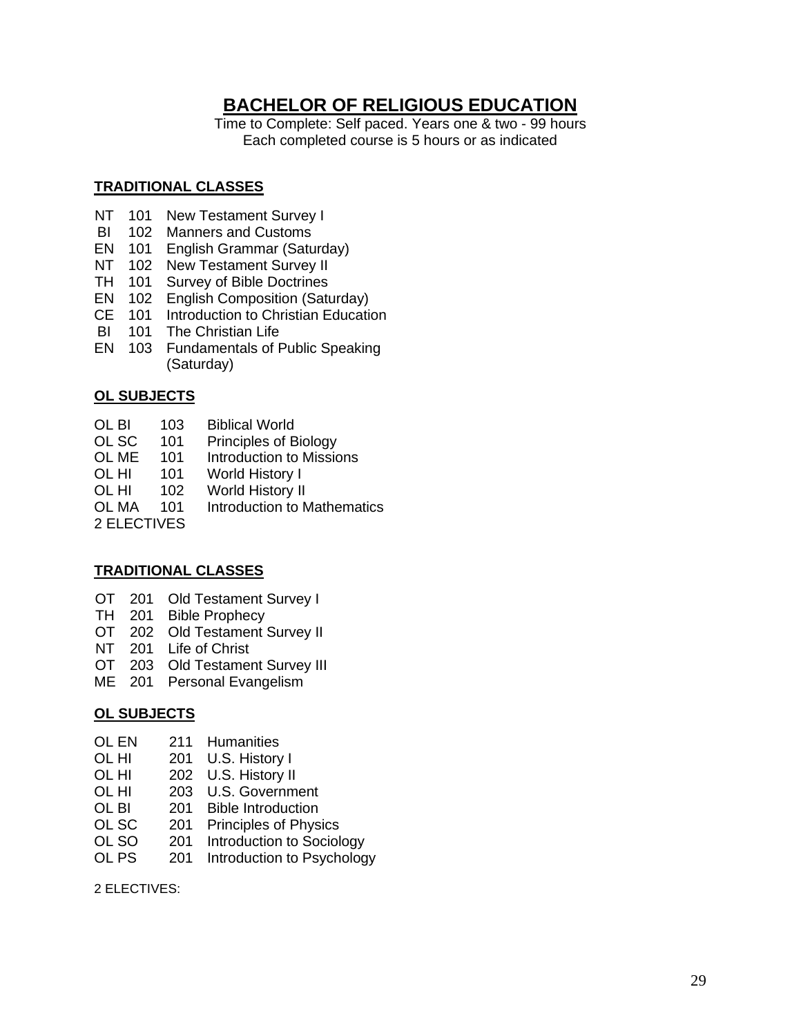# BACHELOR OF RELIGIOUS EDUCATION

Time to Complete: Self paced. Years one & two - 99 hours
Each completed course is 5 hours or as indicated

## TRADITIONAL CLASSES

| | | |
|---|---|---|
| NT | 101 | New Testament Survey I |
| BI | 102 | Manners and Customs |
| EN | 101 | English Grammar (Saturday) |
| NT | 102 | New Testament Survey II |
| TH | 101 | Survey of Bible Doctrines |
| EN | 102 | English Composition (Saturday) |
| CE | 101 | Introduction to Christian Education |
| BI | 101 | The Christian Life |
| EN | 103 | Fundamentals of Public Speaking (Saturday) |

## OL SUBJECTS

| | | |
|---|---|---|
| OL BI | 103 | Biblical World |
| OL SC | 101 | Principles of Biology |
| OL ME | 101 | Introduction to Missions |
| OL HI | 101 | World History I |
| OL HI | 102 | World History II |
| OL MA | 101 | Introduction to Mathematics |

2 ELECTIVES

## TRADITIONAL CLASSES

| | | |
|---|---|---|
| OT | 201 | Old Testament Survey I |
| TH | 201 | Bible Prophecy |
| OT | 202 | Old Testament Survey II |
| NT | 201 | Life of Christ |
| OT | 203 | Old Testament Survey III |
| ME | 201 | Personal Evangelism |

## OL SUBJECTS

| | | |
|---|---|---|
| OL EN | 211 | Humanities |
| OL HI | 201 | U.S. History I |
| OL HI | 202 | U.S. History II |
| OL HI | 203 | U.S. Government |
| OL BI | 201 | Bible Introduction |
| OL SC | 201 | Principles of Physics |
| OL SO | 201 | Introduction to Sociology |
| OL PS | 201 | Introduction to Psychology |

2 ELECTIVES: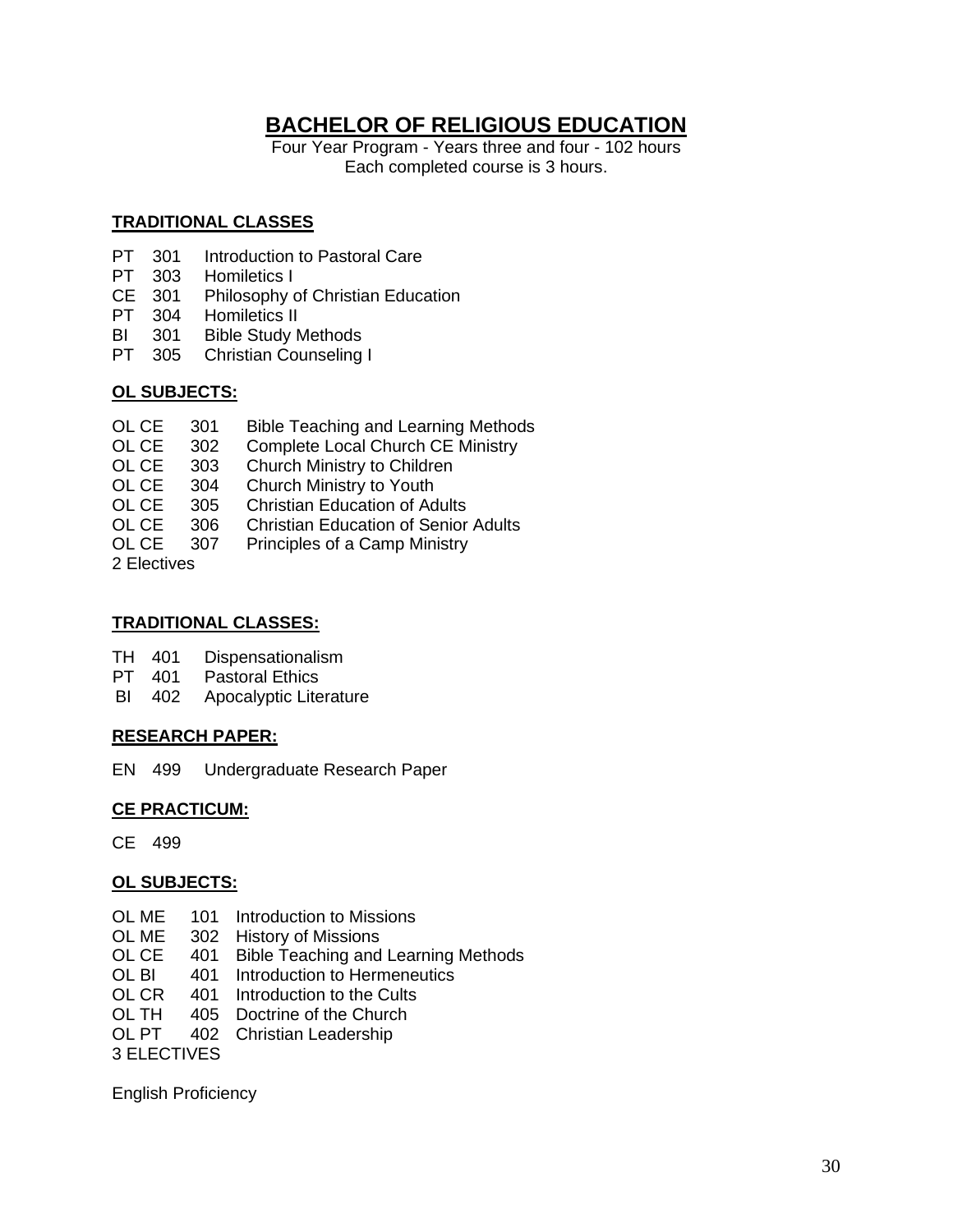# BACHELOR OF RELIGIOUS EDUCATION

Four Year Program - Years three and four - 102 hours
Each completed course is 3 hours.

## TRADITIONAL CLASSES

PT 301 Introduction to Pastoral Care
PT 303 Homiletics I
CE 301 Philosophy of Christian Education
PT 304 Homiletics II
BI 301 Bible Study Methods
PT 305 Christian Counseling I

## OL SUBJECTS:

OL CE 301 Bible Teaching and Learning Methods
OL CE 302 Complete Local Church CE Ministry
OL CE 303 Church Ministry to Children
OL CE 304 Church Ministry to Youth
OL CE 305 Christian Education of Adults
OL CE 306 Christian Education of Senior Adults
OL CE 307 Principles of a Camp Ministry
2 Electives

## TRADITIONAL CLASSES:

TH 401 Dispensationalism
PT 401 Pastoral Ethics
BI 402 Apocalyptic Literature

## RESEARCH PAPER:

EN 499 Undergraduate Research Paper

## CE PRACTICUM:

CE 499

## OL SUBJECTS:

OL ME 101 Introduction to Missions
OL ME 302 History of Missions
OL CE 401 Bible Teaching and Learning Methods
OL BI 401 Introduction to Hermeneutics
OL CR 401 Introduction to the Cults
OL TH 405 Doctrine of the Church
OL PT 402 Christian Leadership
3 ELECTIVES

English Proficiency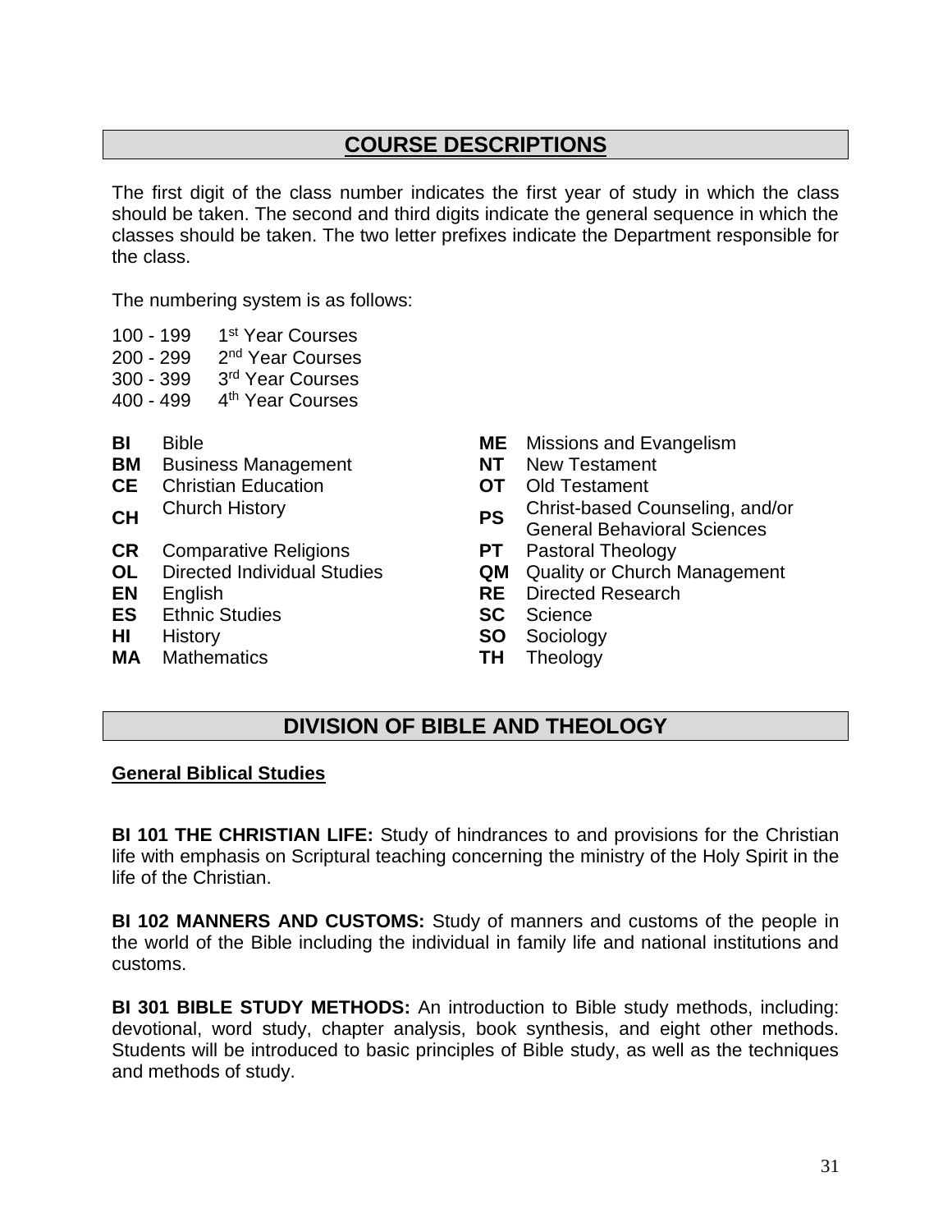## COURSE DESCRIPTIONS

The first digit of the class number indicates the first year of study in which the class should be taken. The second and third digits indicate the general sequence in which the classes should be taken. The two letter prefixes indicate the Department responsible for the class.

The numbering system is as follows:

| | |
|---|---|
| 100 - 199 | 1st Year Courses |
| 200 - 299 | 2nd Year Courses |
| 300 - 399 | 3rd Year Courses |
| 400 - 499 | 4th Year Courses |

| | | | |
|---|---|---|---|
| **BI** | Bible | **ME** | Missions and Evangelism |
| **BM** | Business Management | **NT** | New Testament |
| **CE** | Christian Education | **OT** | Old Testament |
| **CH** | Church History | **PS** | Christ-based Counseling, and/or General Behavioral Sciences |
| **CR** | Comparative Religions | **PT** | Pastoral Theology |
| **OL** | Directed Individual Studies | **QM** | Quality or Church Management |
| **EN** | English | **RE** | Directed Research |
| **ES** | Ethnic Studies | **SC** | Science |
| **HI** | History | **SO** | Sociology |
| **MA** | Mathematics | **TH** | Theology |

## DIVISION OF BIBLE AND THEOLOGY

### General Biblical Studies

**BI 101 THE CHRISTIAN LIFE:** Study of hindrances to and provisions for the Christian life with emphasis on Scriptural teaching concerning the ministry of the Holy Spirit in the life of the Christian.

**BI 102 MANNERS AND CUSTOMS:** Study of manners and customs of the people in the world of the Bible including the individual in family life and national institutions and customs.

**BI 301 BIBLE STUDY METHODS:** An introduction to Bible study methods, including: devotional, word study, chapter analysis, book synthesis, and eight other methods. Students will be introduced to basic principles of Bible study, as well as the techniques and methods of study.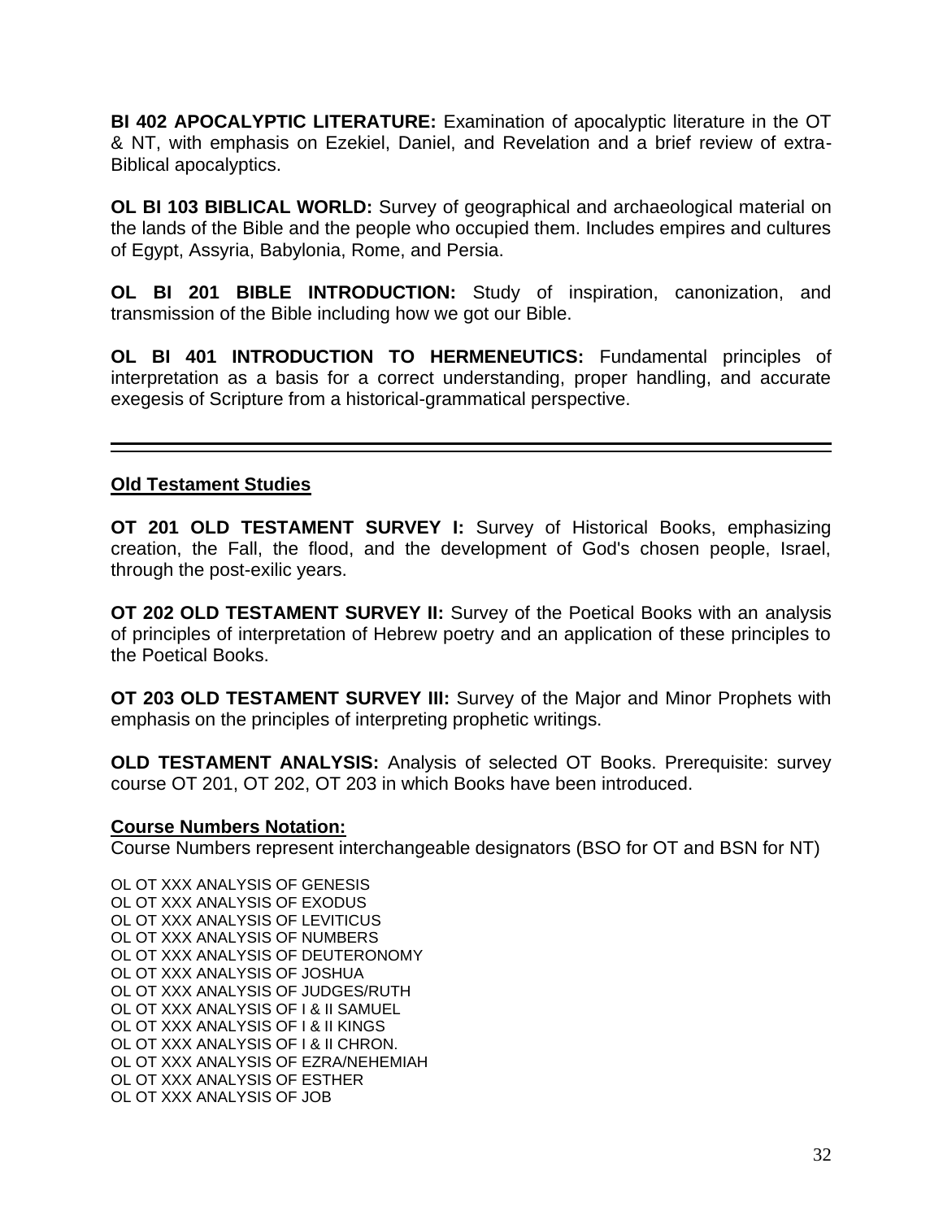**BI 402 APOCALYPTIC LITERATURE:** Examination of apocalyptic literature in the OT & NT, with emphasis on Ezekiel, Daniel, and Revelation and a brief review of extra-Biblical apocalyptics.

**OL BI 103 BIBLICAL WORLD:** Survey of geographical and archaeological material on the lands of the Bible and the people who occupied them. Includes empires and cultures of Egypt, Assyria, Babylonia, Rome, and Persia.

**OL BI 201 BIBLE INTRODUCTION:** Study of inspiration, canonization, and transmission of the Bible including how we got our Bible.

**OL BI 401 INTRODUCTION TO HERMENEUTICS:** Fundamental principles of interpretation as a basis for a correct understanding, proper handling, and accurate exegesis of Scripture from a historical-grammatical perspective.

---

## Old Testament Studies

**OT 201 OLD TESTAMENT SURVEY I:** Survey of Historical Books, emphasizing creation, the Fall, the flood, and the development of God's chosen people, Israel, through the post-exilic years.

**OT 202 OLD TESTAMENT SURVEY II:** Survey of the Poetical Books with an analysis of principles of interpretation of Hebrew poetry and an application of these principles to the Poetical Books.

**OT 203 OLD TESTAMENT SURVEY III:** Survey of the Major and Minor Prophets with emphasis on the principles of interpreting prophetic writings.

**OLD TESTAMENT ANALYSIS:** Analysis of selected OT Books. Prerequisite: survey course OT 201, OT 202, OT 203 in which Books have been introduced.

**Course Numbers Notation:**
Course Numbers represent interchangeable designators (BSO for OT and BSN for NT)

OL OT XXX ANALYSIS OF GENESIS
OL OT XXX ANALYSIS OF EXODUS
OL OT XXX ANALYSIS OF LEVITICUS
OL OT XXX ANALYSIS OF NUMBERS
OL OT XXX ANALYSIS OF DEUTERONOMY
OL OT XXX ANALYSIS OF JOSHUA
OL OT XXX ANALYSIS OF JUDGES/RUTH
OL OT XXX ANALYSIS OF I & II SAMUEL
OL OT XXX ANALYSIS OF I & II KINGS
OL OT XXX ANALYSIS OF I & II CHRON.
OL OT XXX ANALYSIS OF EZRA/NEHEMIAH
OL OT XXX ANALYSIS OF ESTHER
OL OT XXX ANALYSIS OF JOB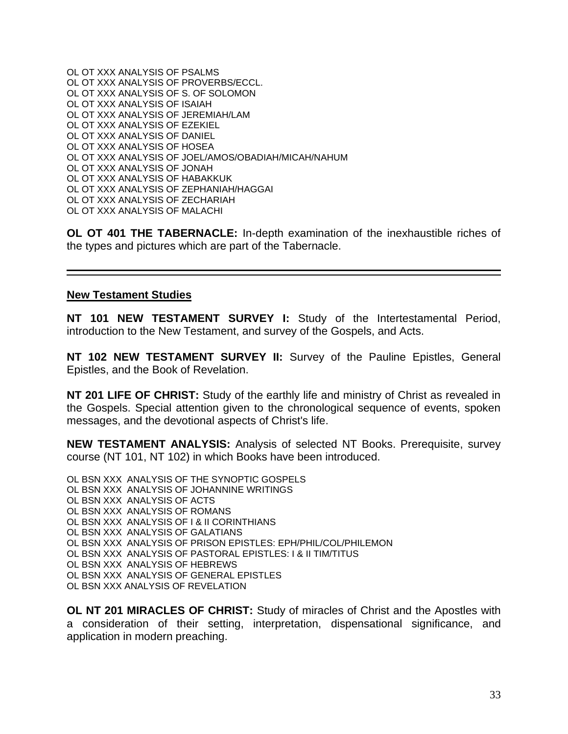OL OT XXX ANALYSIS OF PSALMS
OL OT XXX ANALYSIS OF PROVERBS/ECCL.
OL OT XXX ANALYSIS OF S. OF SOLOMON
OL OT XXX ANALYSIS OF ISAIAH
OL OT XXX ANALYSIS OF JEREMIAH/LAM
OL OT XXX ANALYSIS OF EZEKIEL
OL OT XXX ANALYSIS OF DANIEL
OL OT XXX ANALYSIS OF HOSEA
OL OT XXX ANALYSIS OF JOEL/AMOS/OBADIAH/MICAH/NAHUM
OL OT XXX ANALYSIS OF JONAH
OL OT XXX ANALYSIS OF HABAKKUK
OL OT XXX ANALYSIS OF ZEPHANIAH/HAGGAI
OL OT XXX ANALYSIS OF ZECHARIAH
OL OT XXX ANALYSIS OF MALACHI

**OL OT 401 THE TABERNACLE:** In-depth examination of the inexhaustible riches of the types and pictures which are part of the Tabernacle.

---

## New Testament Studies

**NT 101 NEW TESTAMENT SURVEY I:** Study of the Intertestamental Period, introduction to the New Testament, and survey of the Gospels, and Acts.

**NT 102 NEW TESTAMENT SURVEY II:** Survey of the Pauline Epistles, General Epistles, and the Book of Revelation.

**NT 201 LIFE OF CHRIST:** Study of the earthly life and ministry of Christ as revealed in the Gospels. Special attention given to the chronological sequence of events, spoken messages, and the devotional aspects of Christ's life.

**NEW TESTAMENT ANALYSIS:** Analysis of selected NT Books. Prerequisite, survey course (NT 101, NT 102) in which Books have been introduced.

OL BSN XXX ANALYSIS OF THE SYNOPTIC GOSPELS
OL BSN XXX ANALYSIS OF JOHANNINE WRITINGS
OL BSN XXX ANALYSIS OF ACTS
OL BSN XXX ANALYSIS OF ROMANS
OL BSN XXX ANALYSIS OF I & II CORINTHIANS
OL BSN XXX ANALYSIS OF GALATIANS
OL BSN XXX ANALYSIS OF PRISON EPISTLES: EPH/PHIL/COL/PHILEMON
OL BSN XXX ANALYSIS OF PASTORAL EPISTLES: I & II TIM/TITUS
OL BSN XXX ANALYSIS OF HEBREWS
OL BSN XXX ANALYSIS OF GENERAL EPISTLES
OL BSN XXX ANALYSIS OF REVELATION

**OL NT 201 MIRACLES OF CHRIST:** Study of miracles of Christ and the Apostles with a consideration of their setting, interpretation, dispensational significance, and application in modern preaching.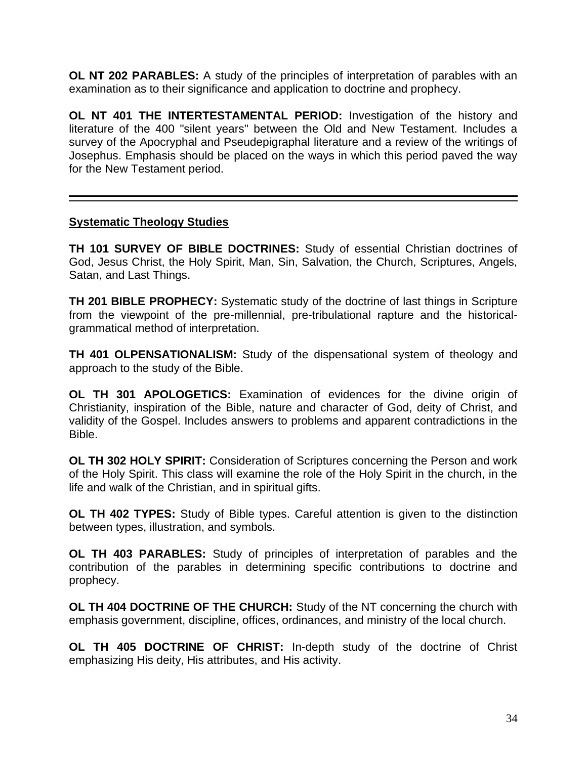**OL NT 202 PARABLES:** A study of the principles of interpretation of parables with an examination as to their significance and application to doctrine and prophecy.

**OL NT 401 THE INTERTESTAMENTAL PERIOD:** Investigation of the history and literature of the 400 "silent years" between the Old and New Testament. Includes a survey of the Apocryphal and Pseudepigraphal literature and a review of the writings of Josephus. Emphasis should be placed on the ways in which this period paved the way for the New Testament period.

---

## Systematic Theology Studies

**TH 101 SURVEY OF BIBLE DOCTRINES:** Study of essential Christian doctrines of God, Jesus Christ, the Holy Spirit, Man, Sin, Salvation, the Church, Scriptures, Angels, Satan, and Last Things.

**TH 201 BIBLE PROPHECY:** Systematic study of the doctrine of last things in Scripture from the viewpoint of the pre-millennial, pre-tribulational rapture and the historical-grammatical method of interpretation.

**TH 401 OLPENSATIONALISM:** Study of the dispensational system of theology and approach to the study of the Bible.

**OL TH 301 APOLOGETICS:** Examination of evidences for the divine origin of Christianity, inspiration of the Bible, nature and character of God, deity of Christ, and validity of the Gospel. Includes answers to problems and apparent contradictions in the Bible.

**OL TH 302 HOLY SPIRIT:** Consideration of Scriptures concerning the Person and work of the Holy Spirit. This class will examine the role of the Holy Spirit in the church, in the life and walk of the Christian, and in spiritual gifts.

**OL TH 402 TYPES:** Study of Bible types. Careful attention is given to the distinction between types, illustration, and symbols.

**OL TH 403 PARABLES:** Study of principles of interpretation of parables and the contribution of the parables in determining specific contributions to doctrine and prophecy.

**OL TH 404 DOCTRINE OF THE CHURCH:** Study of the NT concerning the church with emphasis government, discipline, offices, ordinances, and ministry of the local church.

**OL TH 405 DOCTRINE OF CHRIST:** In-depth study of the doctrine of Christ emphasizing His deity, His attributes, and His activity.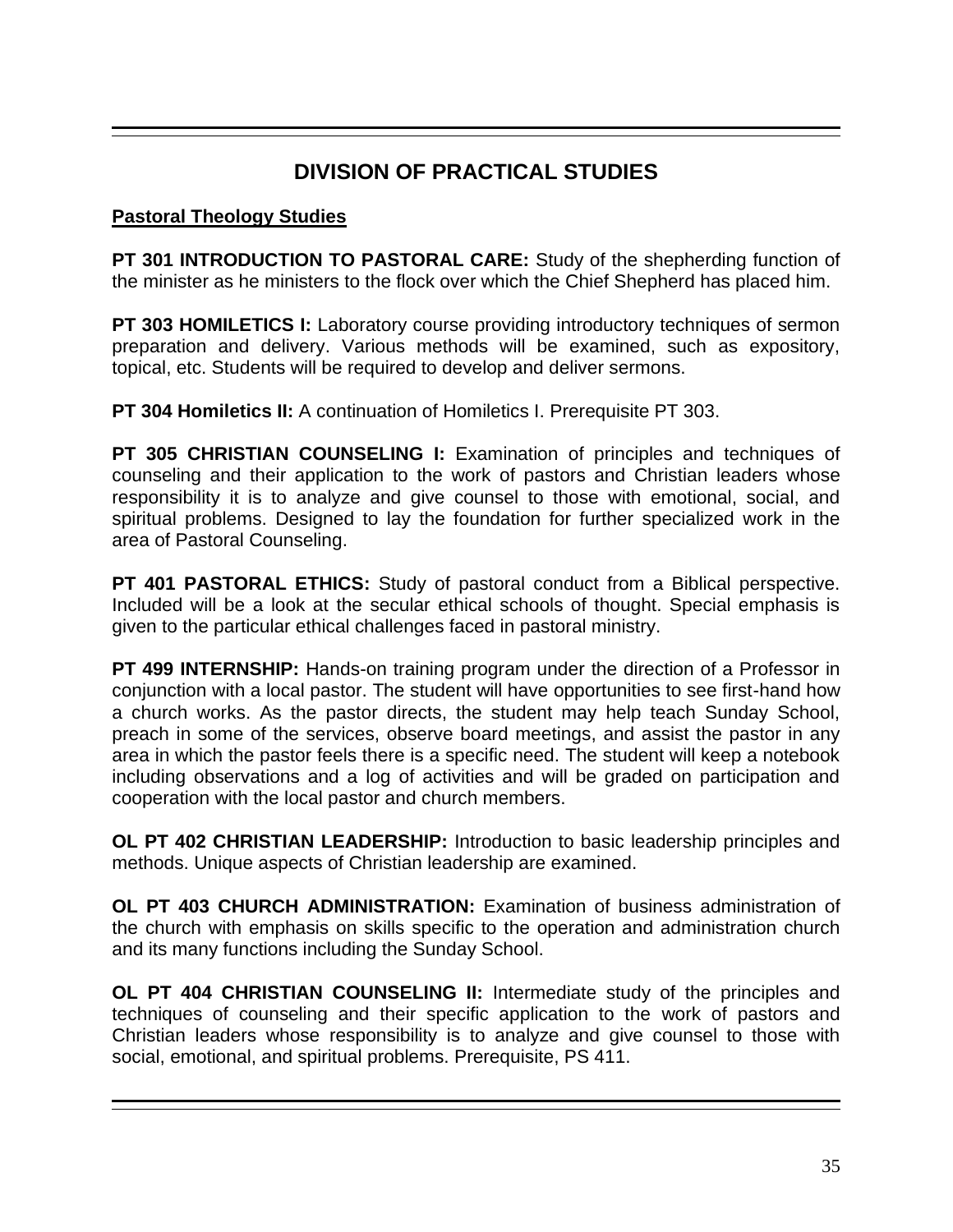# DIVISION OF PRACTICAL STUDIES

**Pastoral Theology Studies**

**PT 301 INTRODUCTION TO PASTORAL CARE:** Study of the shepherding function of the minister as he ministers to the flock over which the Chief Shepherd has placed him.

**PT 303 HOMILETICS I:** Laboratory course providing introductory techniques of sermon preparation and delivery. Various methods will be examined, such as expository, topical, etc. Students will be required to develop and deliver sermons.

**PT 304 Homiletics II:** A continuation of Homiletics I. Prerequisite PT 303.

**PT 305 CHRISTIAN COUNSELING I:** Examination of principles and techniques of counseling and their application to the work of pastors and Christian leaders whose responsibility it is to analyze and give counsel to those with emotional, social, and spiritual problems. Designed to lay the foundation for further specialized work in the area of Pastoral Counseling.

**PT 401 PASTORAL ETHICS:** Study of pastoral conduct from a Biblical perspective. Included will be a look at the secular ethical schools of thought. Special emphasis is given to the particular ethical challenges faced in pastoral ministry.

**PT 499 INTERNSHIP:** Hands-on training program under the direction of a Professor in conjunction with a local pastor. The student will have opportunities to see first-hand how a church works. As the pastor directs, the student may help teach Sunday School, preach in some of the services, observe board meetings, and assist the pastor in any area in which the pastor feels there is a specific need. The student will keep a notebook including observations and a log of activities and will be graded on participation and cooperation with the local pastor and church members.

**OL PT 402 CHRISTIAN LEADERSHIP:** Introduction to basic leadership principles and methods. Unique aspects of Christian leadership are examined.

**OL PT 403 CHURCH ADMINISTRATION:** Examination of business administration of the church with emphasis on skills specific to the operation and administration church and its many functions including the Sunday School.

**OL PT 404 CHRISTIAN COUNSELING II:** Intermediate study of the principles and techniques of counseling and their specific application to the work of pastors and Christian leaders whose responsibility is to analyze and give counsel to those with social, emotional, and spiritual problems. Prerequisite, PS 411.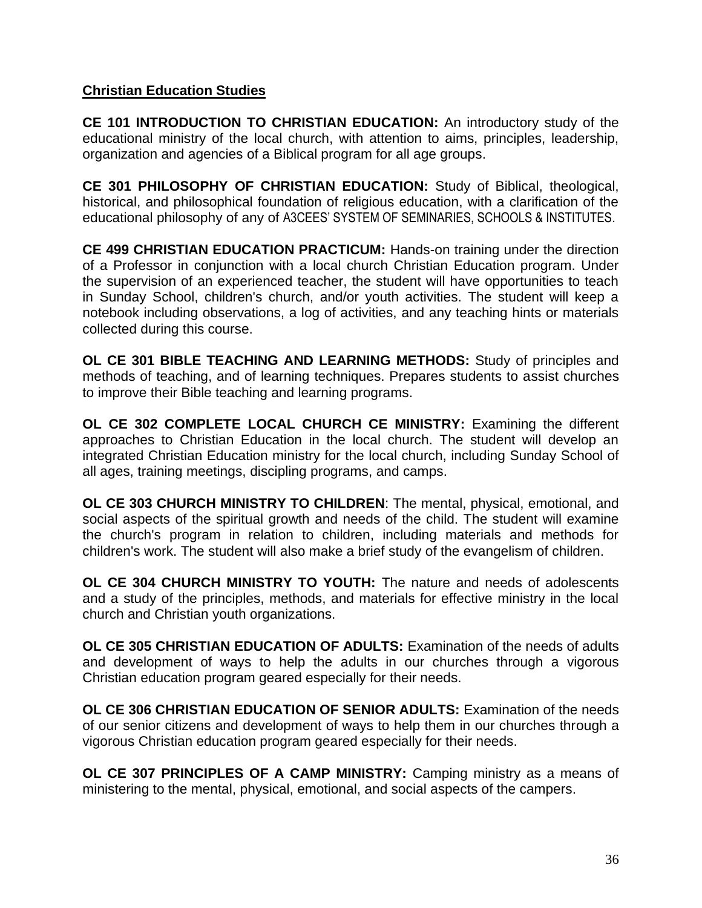**Christian Education Studies**

**CE 101 INTRODUCTION TO CHRISTIAN EDUCATION:** An introductory study of the educational ministry of the local church, with attention to aims, principles, leadership, organization and agencies of a Biblical program for all age groups.

**CE 301 PHILOSOPHY OF CHRISTIAN EDUCATION:** Study of Biblical, theological, historical, and philosophical foundation of religious education, with a clarification of the educational philosophy of any of A3CEES' SYSTEM OF SEMINARIES, SCHOOLS & INSTITUTES.

**CE 499 CHRISTIAN EDUCATION PRACTICUM:** Hands-on training under the direction of a Professor in conjunction with a local church Christian Education program. Under the supervision of an experienced teacher, the student will have opportunities to teach in Sunday School, children's church, and/or youth activities. The student will keep a notebook including observations, a log of activities, and any teaching hints or materials collected during this course.

**OL CE 301 BIBLE TEACHING AND LEARNING METHODS:** Study of principles and methods of teaching, and of learning techniques. Prepares students to assist churches to improve their Bible teaching and learning programs.

**OL CE 302 COMPLETE LOCAL CHURCH CE MINISTRY:** Examining the different approaches to Christian Education in the local church. The student will develop an integrated Christian Education ministry for the local church, including Sunday School of all ages, training meetings, discipling programs, and camps.

**OL CE 303 CHURCH MINISTRY TO CHILDREN**: The mental, physical, emotional, and social aspects of the spiritual growth and needs of the child. The student will examine the church's program in relation to children, including materials and methods for children's work. The student will also make a brief study of the evangelism of children.

**OL CE 304 CHURCH MINISTRY TO YOUTH:** The nature and needs of adolescents and a study of the principles, methods, and materials for effective ministry in the local church and Christian youth organizations.

**OL CE 305 CHRISTIAN EDUCATION OF ADULTS:** Examination of the needs of adults and development of ways to help the adults in our churches through a vigorous Christian education program geared especially for their needs.

**OL CE 306 CHRISTIAN EDUCATION OF SENIOR ADULTS:** Examination of the needs of our senior citizens and development of ways to help them in our churches through a vigorous Christian education program geared especially for their needs.

**OL CE 307 PRINCIPLES OF A CAMP MINISTRY:** Camping ministry as a means of ministering to the mental, physical, emotional, and social aspects of the campers.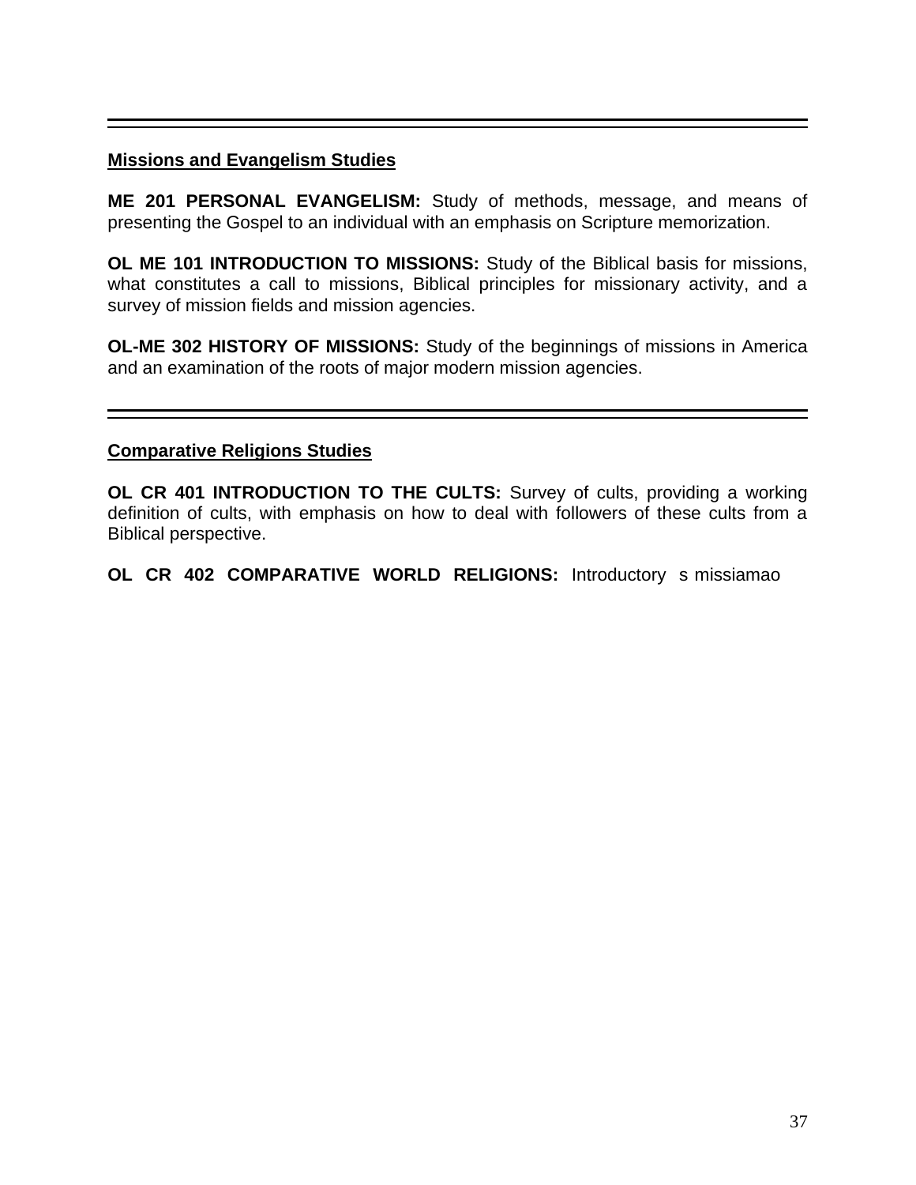## Missions and Evangelism Studies

**ME 201 PERSONAL EVANGELISM:** Study of methods, message, and means of presenting the Gospel to an individual with an emphasis on Scripture memorization.

**OL ME 101 INTRODUCTION TO MISSIONS:** Study of the Biblical basis for missions, what constitutes a call to missions, Biblical principles for missionary activity, and a survey of mission fields and mission agencies.

**OL-ME 302 HISTORY OF MISSIONS:** Study of the beginnings of missions in America and an examination of the roots of major modern mission agencies.

---

## Comparative Religions Studies

**OL CR 401 INTRODUCTION TO THE CULTS:** Survey of cults, providing a working definition of cults, with emphasis on how to deal with followers of these cults from a Biblical perspective.

**OL CR 402 COMPARATIVE WORLD RELIGIONS:** Introductory s missiamao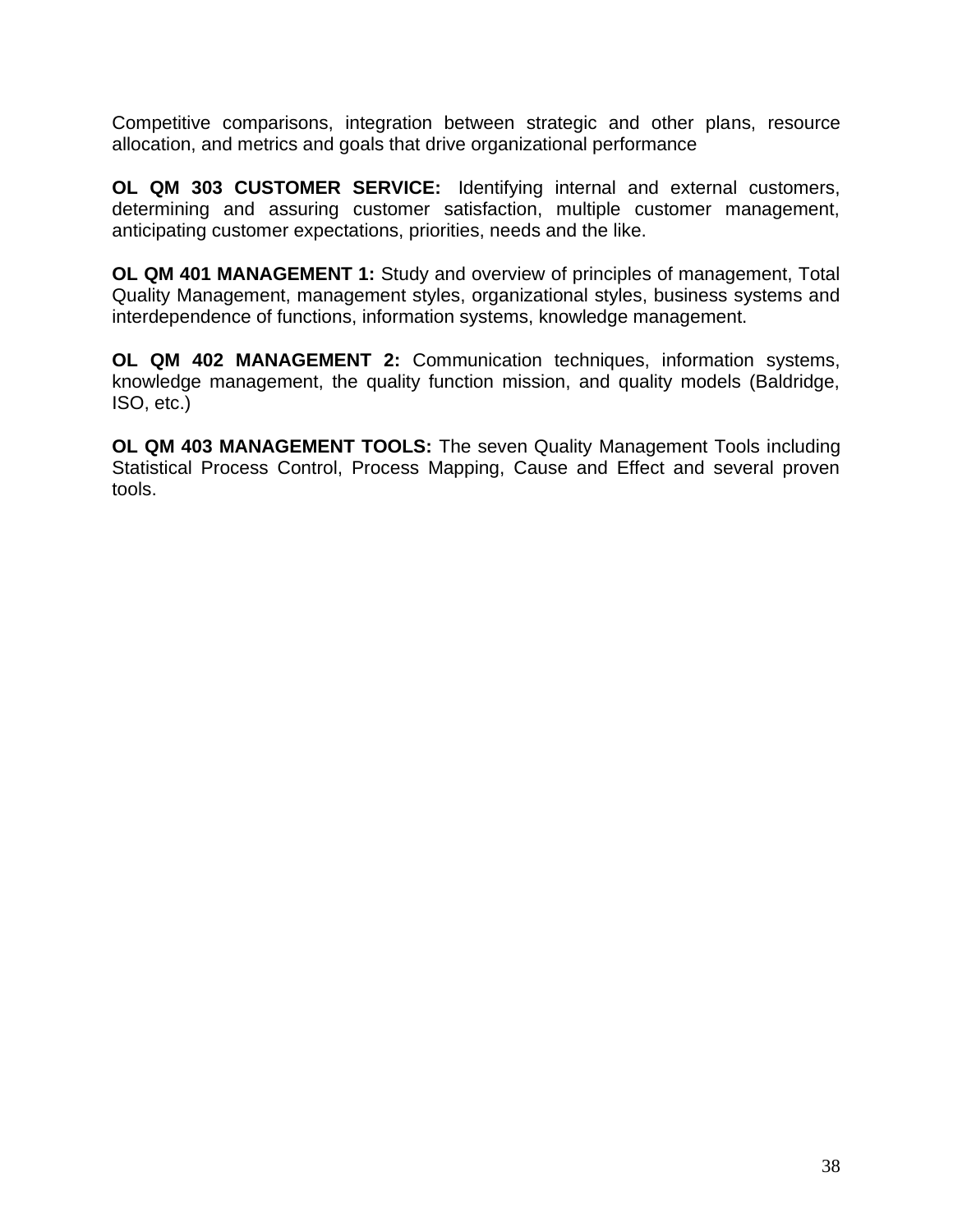Competitive comparisons, integration between strategic and other plans, resource allocation, and metrics and goals that drive organizational performance

**OL QM 303 CUSTOMER SERVICE:** Identifying internal and external customers, determining and assuring customer satisfaction, multiple customer management, anticipating customer expectations, priorities, needs and the like.

**OL QM 401 MANAGEMENT 1:** Study and overview of principles of management, Total Quality Management, management styles, organizational styles, business systems and interdependence of functions, information systems, knowledge management.

**OL QM 402 MANAGEMENT 2:** Communication techniques, information systems, knowledge management, the quality function mission, and quality models (Baldridge, ISO, etc.)

**OL QM 403 MANAGEMENT TOOLS:** The seven Quality Management Tools including Statistical Process Control, Process Mapping, Cause and Effect and several proven tools.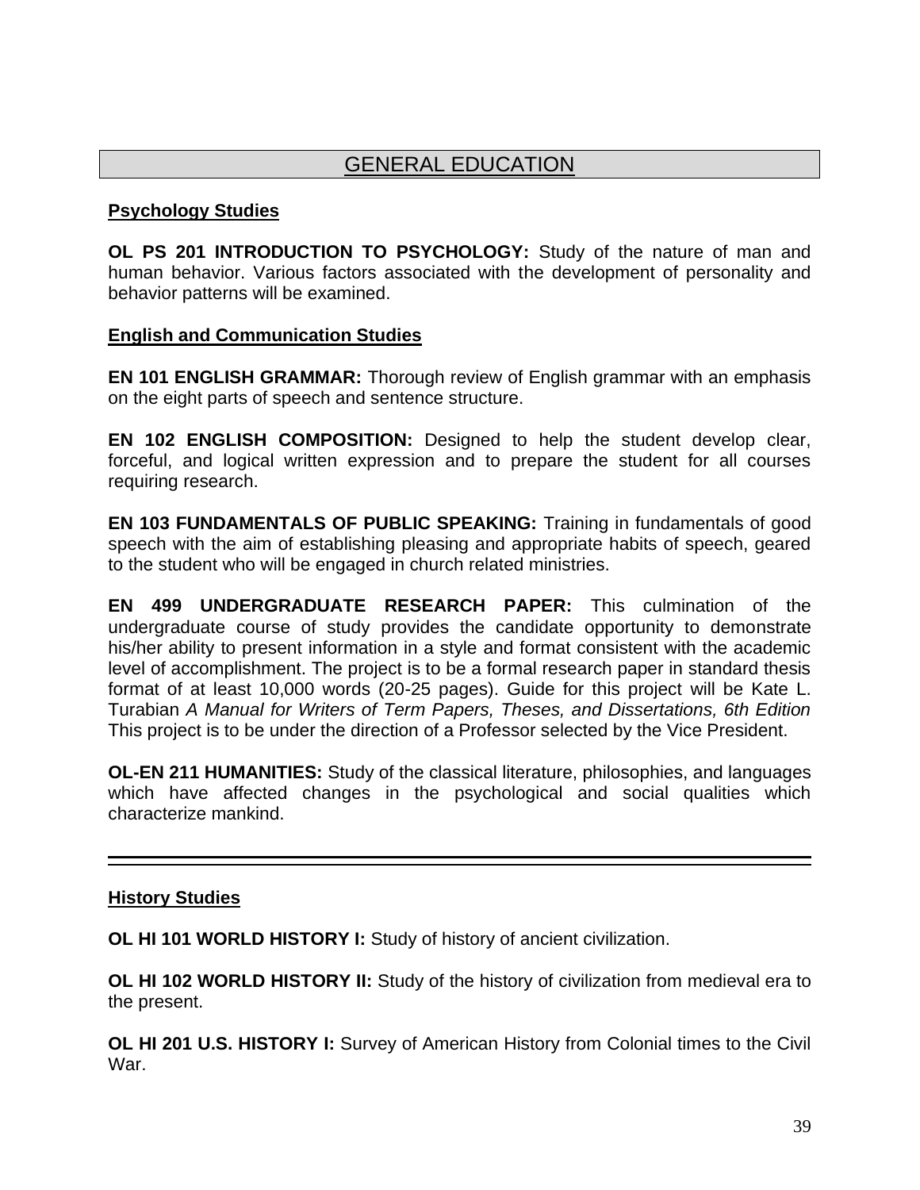## GENERAL EDUCATION

### Psychology Studies

**OL PS 201 INTRODUCTION TO PSYCHOLOGY:** Study of the nature of man and human behavior. Various factors associated with the development of personality and behavior patterns will be examined.

### English and Communication Studies

**EN 101 ENGLISH GRAMMAR:** Thorough review of English grammar with an emphasis on the eight parts of speech and sentence structure.

**EN 102 ENGLISH COMPOSITION:** Designed to help the student develop clear, forceful, and logical written expression and to prepare the student for all courses requiring research.

**EN 103 FUNDAMENTALS OF PUBLIC SPEAKING:** Training in fundamentals of good speech with the aim of establishing pleasing and appropriate habits of speech, geared to the student who will be engaged in church related ministries.

**EN 499 UNDERGRADUATE RESEARCH PAPER:** This culmination of the undergraduate course of study provides the candidate opportunity to demonstrate his/her ability to present information in a style and format consistent with the academic level of accomplishment. The project is to be a formal research paper in standard thesis format of at least 10,000 words (20-25 pages). Guide for this project will be Kate L. Turabian *A Manual for Writers of Term Papers, Theses, and Dissertations, 6th Edition* This project is to be under the direction of a Professor selected by the Vice President.

**OL-EN 211 HUMANITIES:** Study of the classical literature, philosophies, and languages which have affected changes in the psychological and social qualities which characterize mankind.

---

### History Studies

**OL HI 101 WORLD HISTORY I:** Study of history of ancient civilization.

**OL HI 102 WORLD HISTORY II:** Study of the history of civilization from medieval era to the present.

**OL HI 201 U.S. HISTORY I:** Survey of American History from Colonial times to the Civil War.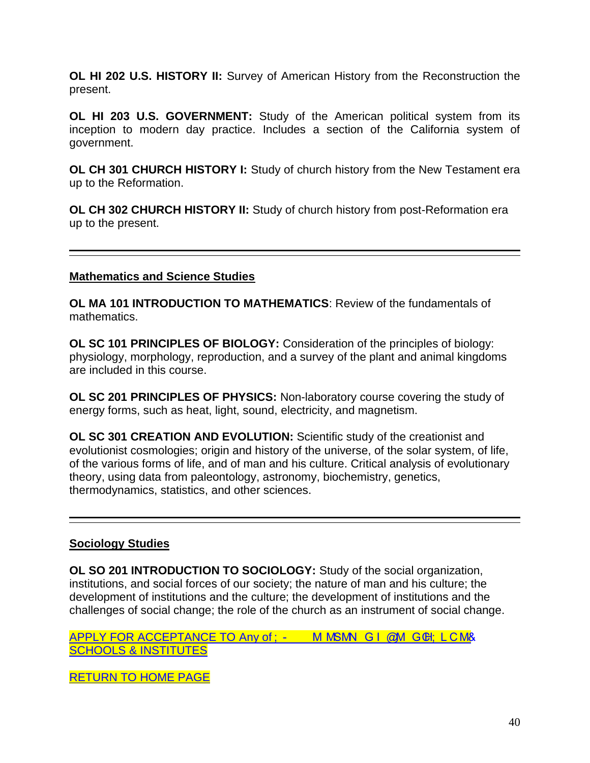**OL HI 202 U.S. HISTORY II:** Survey of American History from the Reconstruction the present.

**OL HI 203 U.S. GOVERNMENT:** Study of the American political system from its inception to modern day practice. Includes a section of the California system of government.

**OL CH 301 CHURCH HISTORY I:** Study of church history from the New Testament era up to the Reformation.

**OL CH 302 CHURCH HISTORY II:** Study of church history from post-Reformation era up to the present.

---

## Mathematics and Science Studies

**OL MA 101 INTRODUCTION TO MATHEMATICS**: Review of the fundamentals of mathematics.

**OL SC 101 PRINCIPLES OF BIOLOGY:** Consideration of the principles of biology: physiology, morphology, reproduction, and a survey of the plant and animal kingdoms are included in this course.

**OL SC 201 PRINCIPLES OF PHYSICS:** Non-laboratory course covering the study of energy forms, such as heat, light, sound, electricity, and magnetism.

**OL SC 301 CREATION AND EVOLUTION:** Scientific study of the creationist and evolutionist cosmologies; origin and history of the universe, of the solar system, of life, of the various forms of life, and of man and his culture. Critical analysis of evolutionary theory, using data from paleontology, astronomy, biochemistry, genetics, thermodynamics, statistics, and other sciences.

---

## Sociology Studies

**OL SO 201 INTRODUCTION TO SOCIOLOGY:** Study of the social organization, institutions, and social forces of our society; the nature of man and his culture; the development of institutions and the culture; the development of institutions and the challenges of social change; the role of the church as an instrument of social change.

APPLY FOR ACCEPTANCE TO Any of ; - M MSMN G I @M GGH; L C M& SCHOOLS & INSTITUTES

RETURN TO HOME PAGE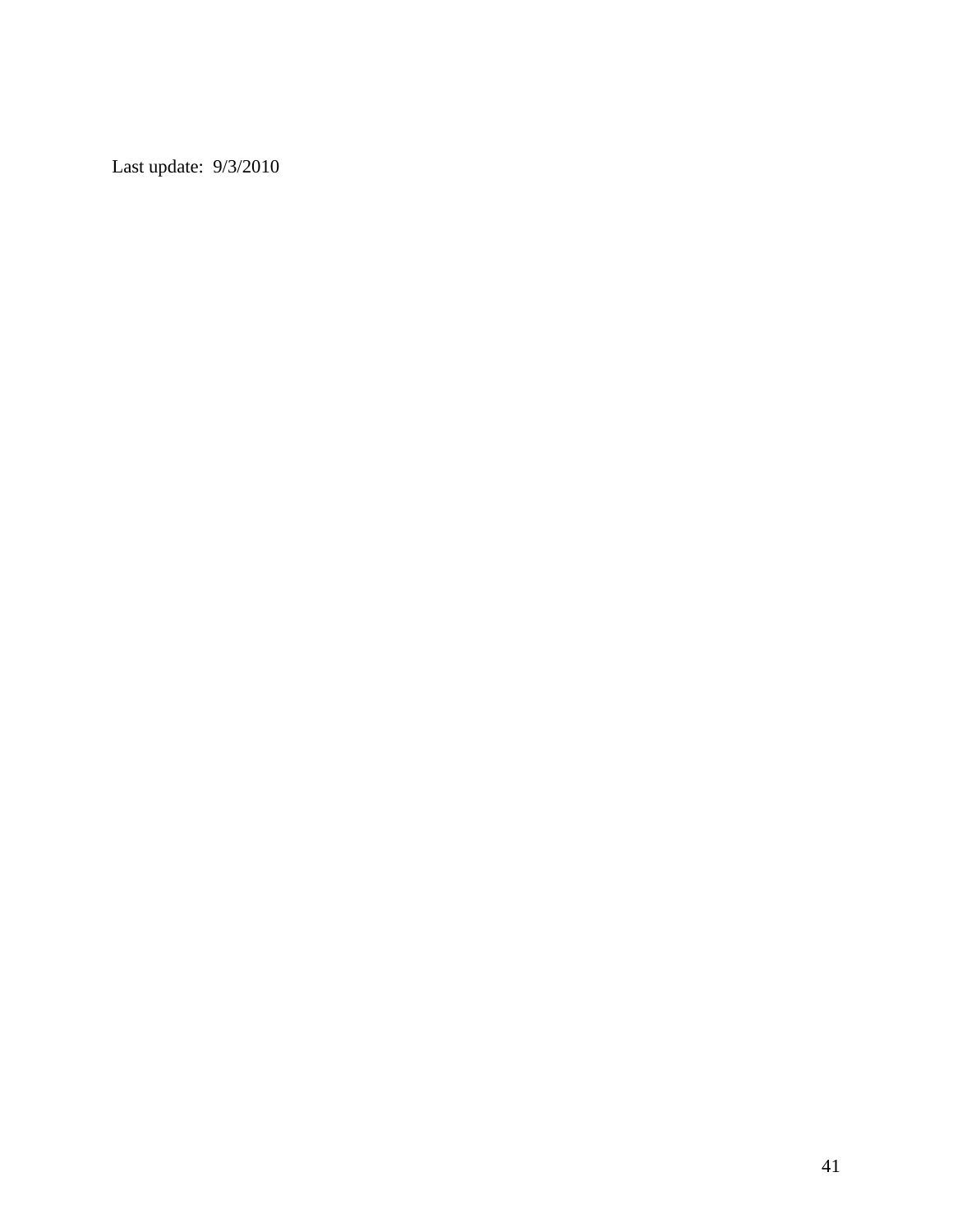Last update:  9/3/2010